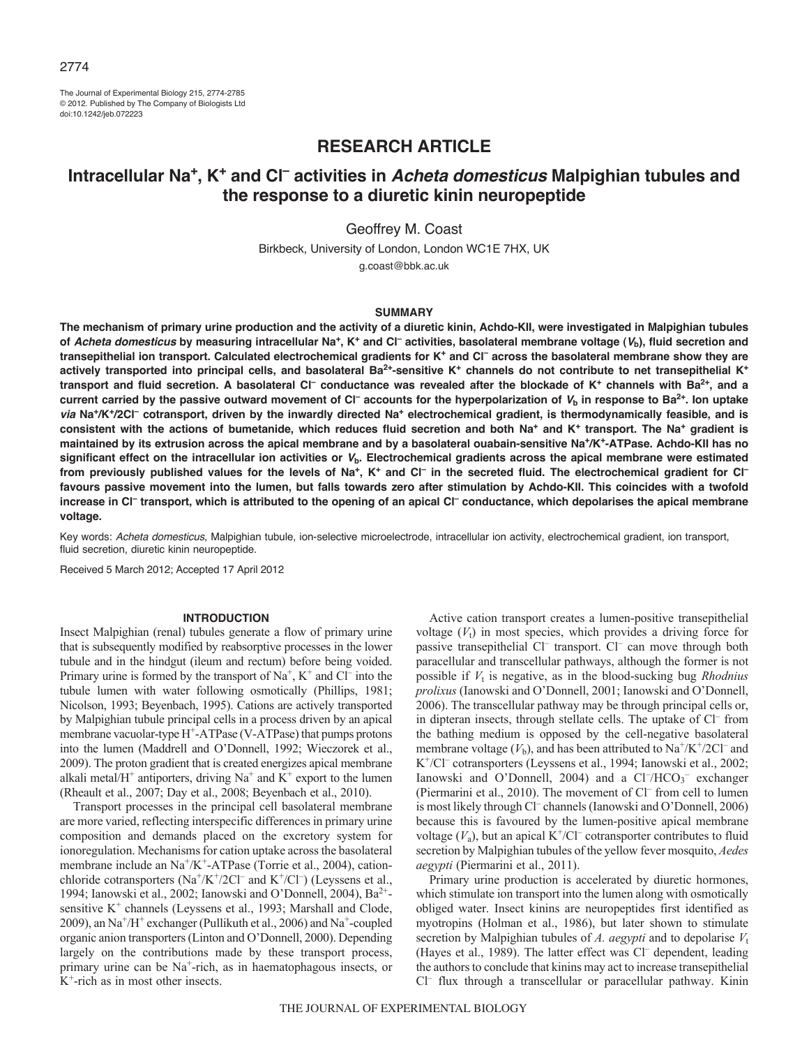# RESEARCH ARTICLE

# Intracellular $Na^+$, $K^+$ and $Cl^-$ activities in *Acheta domesticus* Malpighian tubules and the response to a diuretic kinin neuropeptide

Geoffrey M. Coast

Birkbeck, University of London, London WC1E 7HX, UK

g.coast@bbk.ac.uk

## SUMMARY

**The mechanism of primary urine production and the activity of a diuretic kinin, Achdo-KII, were investigated in Malpighian tubules of *Acheta domesticus* by measuring intracellular $Na^+$, $K^+$ and $Cl^-$ activities, basolateral membrane voltage ($V_b$), fluid secretion and transepithelial ion transport. Calculated electrochemical gradients for $K^+$ and $Cl^-$ across the basolateral membrane show they are actively transported into principal cells, and basolateral $Ba^{2+}$-sensitive $K^+$ channels do not contribute to net transepithelial $K^+$ transport and fluid secretion. A basolateral $Cl^-$ conductance was revealed after the blockade of $K^+$ channels with $Ba^{2+}$, and a current carried by the passive outward movement of $Cl^-$ accounts for the hyperpolarization of $V_b$ in response to $Ba^{2+}$. Ion uptake *via* $Na^+/K^+/2Cl^-$ cotransport, driven by the inwardly directed $Na^+$ electrochemical gradient, is thermodynamically feasible, and is consistent with the actions of bumetanide, which reduces fluid secretion and both $Na^+$ and $K^+$ transport. The $Na^+$ gradient is maintained by its extrusion across the apical membrane and by a basolateral ouabain-sensitive $Na^+/K^+$-ATPase. Achdo-KII has no significant effect on the intracellular ion activities or $V_b$. Electrochemical gradients across the apical membrane were estimated from previously published values for the levels of $Na^+$, $K^+$ and $Cl^-$ in the secreted fluid. The electrochemical gradient for $Cl^-$ favours passive movement into the lumen, but falls towards zero after stimulation by Achdo-KII. This coincides with a twofold increase in $Cl^-$ transport, which is attributed to the opening of an apical $Cl^-$ conductance, which depolarises the apical membrane voltage.**

Key words: *Acheta domesticus*, Malpighian tubule, ion-selective microelectrode, intracellular ion activity, electrochemical gradient, ion transport, fluid secretion, diuretic kinin neuropeptide.

Received 5 March 2012; Accepted 17 April 2012

## INTRODUCTION

Insect Malpighian (renal) tubules generate a flow of primary urine that is subsequently modified by reabsorptive processes in the lower tubule and in the hindgut (ileum and rectum) before being voided. Primary urine is formed by the transport of $Na^+$, $K^+$ and $Cl^-$ into the tubule lumen with water following osmotically (Phillips, 1981; Nicolson, 1993; Beyenbach, 1995). Cations are actively transported by Malpighian tubule principal cells in a process driven by an apical membrane vacuolar-type $H^+$-ATPase (V-ATPase) that pumps protons into the lumen (Maddrell and O'Donnell, 1992; Wieczorek et al., 2009). The proton gradient that is created energizes apical membrane alkali metal/$H^+$ antiporters, driving $Na^+$ and $K^+$ export to the lumen (Rheault et al., 2007; Day et al., 2008; Beyenbach et al., 2010).

Transport processes in the principal cell basolateral membrane are more varied, reflecting interspecific differences in primary urine composition and demands placed on the excretory system for ionoregulation. Mechanisms for cation uptake across the basolateral membrane include an $Na^+/K^+$-ATPase (Torrie et al., 2004), cation-chloride cotransporters ($Na^+/K^+/2Cl^-$ and $K^+/Cl^-$) (Leyssens et al., 1994; Ianowski et al., 2002; Ianowski and O'Donnell, 2004), $Ba^{2+}$-sensitive $K^+$ channels (Leyssens et al., 1993; Marshall and Clode, 2009), an $Na^+/H^+$ exchanger (Pullikuth et al., 2006) and $Na^+$-coupled organic anion transporters (Linton and O'Donnell, 2000). Depending largely on the contributions made by these transport process, primary urine can be $Na^+$-rich, as in haematophagous insects, or $K^+$-rich as in most other insects.

Active cation transport creates a lumen-positive transepithelial voltage ($V_t$) in most species, which provides a driving force for passive transepithelial $Cl^-$ transport. $Cl^-$ can move through both paracellular and transcellular pathways, although the former is not possible if $V_t$ is negative, as in the blood-sucking bug *Rhodnius prolixus* (Ianowski and O'Donnell, 2001; Ianowski and O'Donnell, 2006). The transcellular pathway may be through principal cells or, in dipteran insects, through stellate cells. The uptake of $Cl^-$ from the bathing medium is opposed by the cell-negative basolateral membrane voltage ($V_b$), and has been attributed to $Na^+/K^+/2Cl^-$ and $K^+/Cl^-$ cotransporters (Leyssens et al., 1994; Ianowski et al., 2002; Ianowski and O'Donnell, 2004) and a $Cl^-/HCO_3^-$ exchanger (Piermarini et al., 2010). The movement of $Cl^-$ from cell to lumen is most likely through $Cl^-$ channels (Ianowski and O'Donnell, 2006) because this is favoured by the lumen-positive apical membrane voltage ($V_a$), but an apical $K^+/Cl^-$ cotransporter contributes to fluid secretion by Malpighian tubules of the yellow fever mosquito, *Aedes aegypti* (Piermarini et al., 2011).

Primary urine production is accelerated by diuretic hormones, which stimulate ion transport into the lumen along with osmotically obliged water. Insect kinins are neuropeptides first identified as myotropins (Holman et al., 1986), but later shown to stimulate secretion by Malpighian tubules of *A. aegypti* and to depolarise $V_t$ (Hayes et al., 1989). The latter effect was $Cl^-$ dependent, leading the authors to conclude that kinins may act to increase transepithelial $Cl^-$ flux through a transcellular or paracellular pathway. Kinin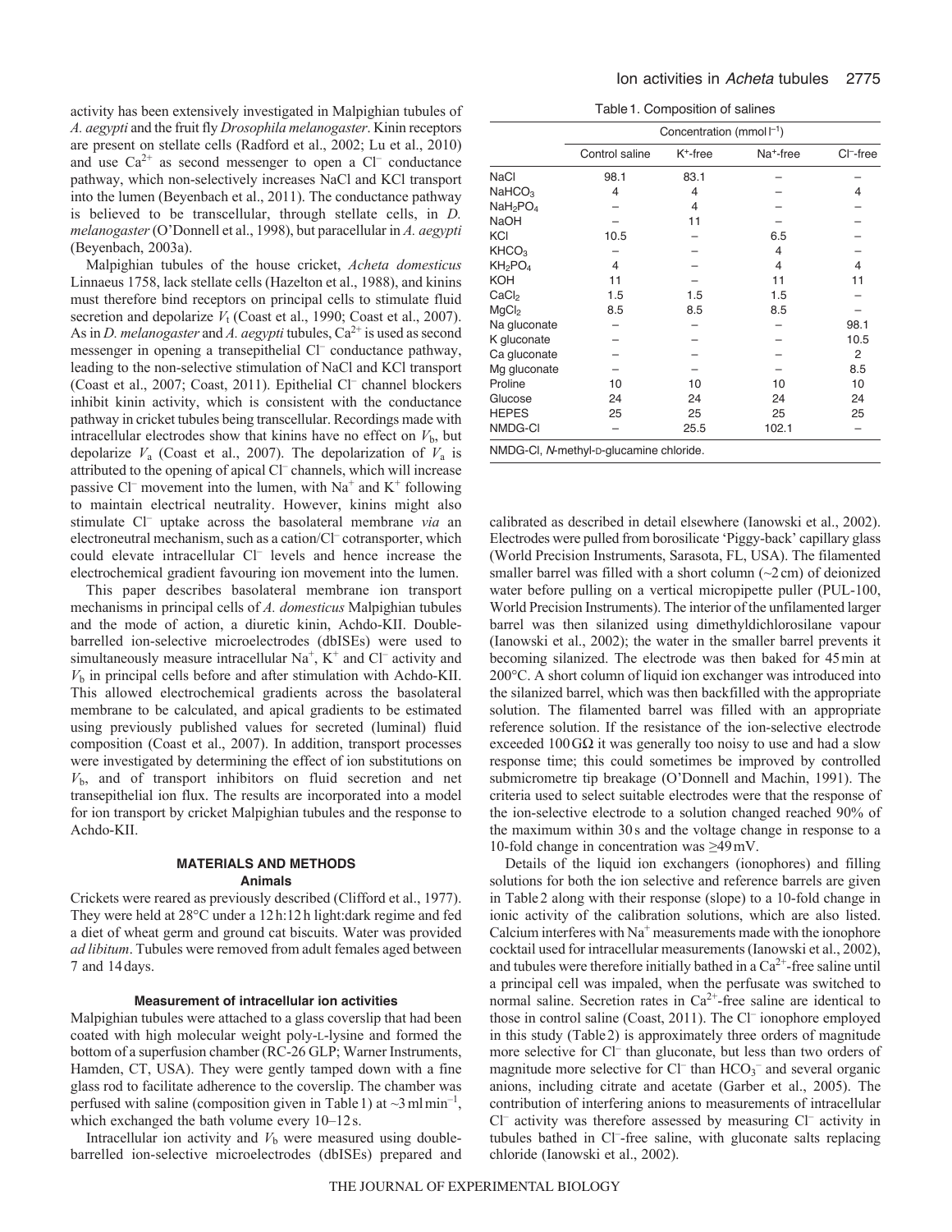activity has been extensively investigated in Malpighian tubules of *A. aegypti* and the fruit fly *Drosophila melanogaster*. Kinin receptors are present on stellate cells (Radford et al., 2002; Lu et al., 2010) and use $Ca^{2+}$ as second messenger to open a $Cl^-$ conductance pathway, which non-selectively increases NaCl and KCl transport into the lumen (Beyenbach et al., 2011). The conductance pathway is believed to be transcellular, through stellate cells, in *D. melanogaster* (O'Donnell et al., 1998), but paracellular in *A. aegypti* (Beyenbach, 2003a).

Malpighian tubules of the house cricket, *Acheta domesticus* Linnaeus 1758, lack stellate cells (Hazelton et al., 1988), and kinins must therefore bind receptors on principal cells to stimulate fluid secretion and depolarize $V_t$ (Coast et al., 1990; Coast et al., 2007). As in *D. melanogaster* and *A. aegypti* tubules, $Ca^{2+}$ is used as second messenger in opening a transepithelial $Cl^-$ conductance pathway, leading to the non-selective stimulation of NaCl and KCl transport (Coast et al., 2007; Coast, 2011). Epithelial $Cl^-$ channel blockers inhibit kinin activity, which is consistent with the conductance pathway in cricket tubules being transcellular. Recordings made with intracellular electrodes show that kinins have no effect on $V_b$, but depolarize $V_a$ (Coast et al., 2007). The depolarization of $V_a$ is attributed to the opening of apical $Cl^-$ channels, which will increase passive $Cl^-$ movement into the lumen, with $Na^+$ and $K^+$ following to maintain electrical neutrality. However, kinins might also stimulate $Cl^-$ uptake across the basolateral membrane *via* an electroneutral mechanism, such as a cation/$Cl^-$ cotransporter, which could elevate intracellular $Cl^-$ levels and hence increase the electrochemical gradient favouring ion movement into the lumen.

This paper describes basolateral membrane ion transport mechanisms in principal cells of *A. domesticus* Malpighian tubules and the mode of action, a diuretic kinin, Achdo-KII. Double-barrelled ion-selective microelectrodes (dbISEs) were used to simultaneously measure intracellular $Na^+$, $K^+$ and $Cl^-$ activity and $V_b$ in principal cells before and after stimulation with Achdo-KII. This allowed electrochemical gradients across the basolateral membrane to be calculated, and apical gradients to be estimated using previously published values for secreted (luminal) fluid composition (Coast et al., 2007). In addition, transport processes were investigated by determining the effect of ion substitutions on $V_b$, and of transport inhibitors on fluid secretion and net transepithelial ion flux. The results are incorporated into a model for ion transport by cricket Malpighian tubules and the response to Achdo-KII.

## MATERIALS AND METHODS

### Animals

Crickets were reared as previously described (Clifford et al., 1977). They were held at 28°C under a 12 h:12 h light:dark regime and fed a diet of wheat germ and ground cat biscuits. Water was provided *ad libitum*. Tubules were removed from adult females aged between 7 and 14 days.

### Measurement of intracellular ion activities

Malpighian tubules were attached to a glass coverslip that had been coated with high molecular weight poly-L-lysine and formed the bottom of a superfusion chamber (RC-26 GLP; Warner Instruments, Hamden, CT, USA). They were gently tamped down with a fine glass rod to facilitate adherence to the coverslip. The chamber was perfused with saline (composition given in Table 1) at ~3 ml min$^{-1}$, which exchanged the bath volume every 10–12 s.

Intracellular ion activity and $V_b$ were measured using double-barrelled ion-selective microelectrodes (dbISEs) prepared and calibrated as described in detail elsewhere (Ianowski et al., 2002). Electrodes were pulled from borosilicate 'Piggy-back' capillary glass (World Precision Instruments, Sarasota, FL, USA). The filamented smaller barrel was filled with a short column (~2 cm) of deionized water before pulling on a vertical micropipette puller (PUL-100, World Precision Instruments). The interior of the unfilamented larger barrel was then silanized using dimethyldichlorosilane vapour (Ianowski et al., 2002); the water in the smaller barrel prevents it becoming silanized. The electrode was then baked for 45 min at 200°C. A short column of liquid ion exchanger was introduced into the silanized barrel, which was then backfilled with the appropriate solution. The filamented barrel was filled with an appropriate reference solution. If the resistance of the ion-selective electrode exceeded 100 GΩ it was generally too noisy to use and had a slow response time; this could sometimes be improved by controlled submicrometre tip breakage (O'Donnell and Machin, 1991). The criteria used to select suitable electrodes were that the response of the ion-selective electrode to a solution changed reached 90% of the maximum within 30 s and the voltage change in response to a 10-fold change in concentration was ≥49 mV.

Details of the liquid ion exchangers (ionophores) and filling solutions for both the ion selective and reference barrels are given in Table 2 along with their response (slope) to a 10-fold change in ionic activity of the calibration solutions, which are also listed. Calcium interferes with $Na^+$ measurements made with the ionophore cocktail used for intracellular measurements (Ianowski et al., 2002), and tubules were therefore initially bathed in a $Ca^{2+}$-free saline until a principal cell was impaled, when the perfusate was switched to normal saline. Secretion rates in $Ca^{2+}$-free saline are identical to those in control saline (Coast, 2011). The $Cl^-$ ionophore employed in this study (Table 2) is approximately three orders of magnitude more selective for $Cl^-$ than gluconate, but less than two orders of magnitude more selective for $Cl^-$ than $HCO_3^-$ and several organic anions, including citrate and acetate (Garber et al., 2005). The contribution of interfering anions to measurements of intracellular $Cl^-$ activity was therefore assessed by measuring $Cl^-$ activity in tubules bathed in $Cl^-$-free saline, with gluconate salts replacing chloride (Ianowski et al., 2002).

Table 1. Composition of salines

| | Concentration (mmol l$^{-1}$) | | | |
|---|---|---|---|---|
| | Control saline | $K^+$-free | $Na^+$-free | $Cl^-$-free |
| NaCl | 98.1 | 83.1 | – | – |
| $NaHCO_3$ | 4 | 4 | – | 4 |
| $NaH_2PO_4$ | – | 4 | – | – |
| NaOH | – | 11 | – | – |
| KCl | 10.5 | – | 6.5 | – |
| $KHCO_3$ | – | – | 4 | – |
| $KH_2PO_4$ | 4 | – | 4 | 4 |
| KOH | 11 | – | 11 | 11 |
| $CaCl_2$ | 1.5 | 1.5 | 1.5 | – |
| $MgCl_2$ | 8.5 | 8.5 | 8.5 | – |
| Na gluconate | – | – | – | 98.1 |
| K gluconate | – | – | – | 10.5 |
| Ca gluconate | – | – | – | 2 |
| Mg gluconate | – | – | – | 8.5 |
| Proline | 10 | 10 | 10 | 10 |
| Glucose | 24 | 24 | 24 | 24 |
| HEPES | 25 | 25 | 25 | 25 |
| NMDG-Cl | – | 25.5 | 102.1 | – |

NMDG-Cl, *N*-methyl-D-glucamine chloride.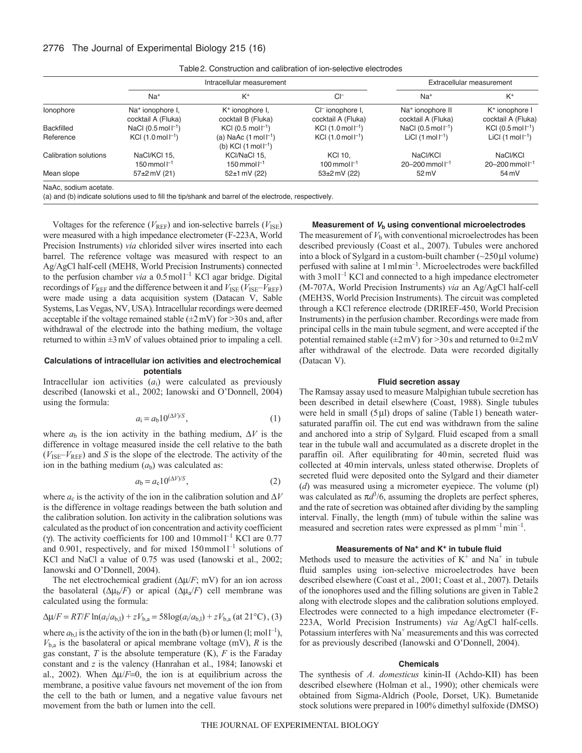Table 2. Construction and calibration of ion-selective electrodes

| | Intracellular measurement | | | Extracellular measurement | |
|---|---|---|---|---|---|
| | $Na^+$ | $K^+$ | $Cl^-$ | $Na^+$ | $K^+$ |
| Ionophore | $Na^+$ ionophore I, cocktail A (Fluka) | $K^+$ ionophore I, cocktail B (Fluka) | $Cl^-$ ionophore I, cocktail A (Fluka) | $Na^+$ ionophore II cocktail A (Fluka) | $K^+$ ionophore I cocktail A (Fluka) |
| Backfilled | NaCl ($0.5\,mol\,l^{-1}$) | KCl ($0.5\,mol\,l^{-1}$) | KCl ($1.0\,mol\,l^{-1}$) | NaCl ($0.5\,mol\,l^{-1}$) | KCl ($0.5\,mol\,l^{-1}$) |
| Reference | KCl ($1.0\,mol\,l^{-1}$) | (a) NaAc ($1\,mol\,l^{-1}$) (b) KCl ($1\,mol\,l^{-1}$) | KCl ($1.0\,mol\,l^{-1}$) | LiCl ($1\,mol\,l^{-1}$) | LiCl ($1\,mol\,l^{-1}$) |
| Calibration solutions | NaCl/KCl 15, $150\,mmol\,l^{-1}$ | KCl/NaCl 15, $150\,mmol\,l^{-1}$ | KCl 10, $100\,mmol\,l^{-1}$ | NaCl/KCl 20–200 $mmol\,l^{-1}$ | NaCl/KCl 20–200 $mmol\,l^{-1}$ |
| Mean slope | 57±2 mV (21) | 52±1 mV (22) | 53±2 mV (22) | 52 mV | 54 mV |

NaAc, sodium acetate.
(a) and (b) indicate solutions used to fill the tip/shank and barrel of the electrode, respectively.

Voltages for the reference ($V_{REF}$) and ion-selective barrels ($V_{ISE}$) were measured with a high impedance electrometer (F-223A, World Precision Instruments) *via* chlorided silver wires inserted into each barrel. The reference voltage was measured with respect to an Ag/AgCl half-cell (MEH8, World Precision Instruments) connected to the perfusion chamber *via* a $0.5\,mol\,l^{-1}$ KCl agar bridge. Digital recordings of $V_{REF}$ and the difference between it and $V_{ISE}$ ($V_{ISE}$–$V_{REF}$) were made using a data acquisition system (Datacan V, Sable Systems, Las Vegas, NV, USA). Intracellular recordings were deemed acceptable if the voltage remained stable (±2 mV) for >30 s and, after withdrawal of the electrode into the bathing medium, the voltage returned to within ±3 mV of values obtained prior to impaling a cell.

#### Calculations of intracellular ion activities and electrochemical potentials

Intracellular ion activities ($a_i$) were calculated as previously described (Ianowski et al., 2002; Ianowski and O'Donnell, 2004) using the formula:

$$a_i = a_b 10^{(\Delta V)/S}, \quad (1)$$

where $a_b$ is the ion activity in the bathing medium, $\Delta V$ is the difference in voltage measured inside the cell relative to the bath ($V_{ISE}$–$V_{REF}$) and $S$ is the slope of the electrode. The activity of the ion in the bathing medium ($a_b$) was calculated as:

$$a_b = a_c 10^{(\Delta V)/S}, \quad (2)$$

where $a_c$ is the activity of the ion in the calibration solution and $\Delta V$ is the difference in voltage readings between the bath solution and the calibration solution. Ion activity in the calibration solutions was calculated as the product of ion concentration and activity coefficient ($\gamma$). The activity coefficients for 100 and $10\,mmol\,l^{-1}$ KCl are 0.77 and 0.901, respectively, and for mixed $150\,mmol\,l^{-1}$ solutions of KCl and NaCl a value of 0.75 was used (Ianowski et al., 2002; Ianowski and O'Donnell, 2004).

The net electrochemical gradient ($\Delta\mu/F$; mV) for an ion across the basolateral ($\Delta\mu_b/F$) or apical ($\Delta\mu_a/F$) cell membrane was calculated using the formula:

$$\Delta\mu/F = RT/F \ln(a_i/a_{b,l}) + zV_{b,a} = 58\log(a_i/a_{b,l}) + zV_{b,a} \text{ (at 21°C)}, \quad (3)$$

where $a_{b,l}$ is the activity of the ion in the bath (b) or lumen (l; $mol\,l^{-1}$), $V_{b,a}$ is the basolateral or apical membrane voltage (mV), $R$ is the gas constant, $T$ is the absolute temperature (K), $F$ is the Faraday constant and $z$ is the valency (Hanrahan et al., 1984; Ianowski et al., 2002). When $\Delta\mu/F=0$, the ion is at equilibrium across the membrane, a positive value favours net movement of the ion from the cell to the bath or lumen, and a negative value favours net movement from the bath or lumen into the cell.

#### Measurement of $V_b$ using conventional microelectrodes

The measurement of $V_b$ with conventional microelectrodes has been described previously (Coast et al., 2007). Tubules were anchored into a block of Sylgard in a custom-built chamber (~250 μl volume) perfused with saline at $1\,ml\,min^{-1}$. Microelectrodes were backfilled with $3\,mol\,l^{-1}$ KCl and connected to a high impedance electrometer (M-707A, World Precision Instruments) *via* an Ag/AgCl half-cell (MEH3S, World Precision Instruments). The circuit was completed through a KCl reference electrode (DRIREF-450, World Precision Instruments) in the perfusion chamber. Recordings were made from principal cells in the main tubule segment, and were accepted if the potential remained stable (±2 mV) for >30 s and returned to 0±2 mV after withdrawal of the electrode. Data were recorded digitally (Datacan V).

#### Fluid secretion assay

The Ramsay assay used to measure Malpighian tubule secretion has been described in detail elsewhere (Coast, 1988). Single tubules were held in small (5 μl) drops of saline (Table 1) beneath water-saturated paraffin oil. The cut end was withdrawn from the saline and anchored into a strip of Sylgard. Fluid escaped from a small tear in the tubule wall and accumulated as a discrete droplet in the paraffin oil. After equilibrating for 40 min, secreted fluid was collected at 40 min intervals, unless stated otherwise. Droplets of secreted fluid were deposited onto the Sylgard and their diameter ($d$) was measured using a micrometer eyepiece. The volume (pl) was calculated as $\pi d^3/6$, assuming the droplets are perfect spheres, and the rate of secretion was obtained after dividing by the sampling interval. Finally, the length (mm) of tubule within the saline was measured and secretion rates were expressed as $pl\,mm^{-1}\,min^{-1}$.

#### Measurements of $Na^+$ and $K^+$ in tubule fluid

Methods used to measure the activities of $K^+$ and $Na^+$ in tubule fluid samples using ion-selective microelectrodes have been described elsewhere (Coast et al., 2001; Coast et al., 2007). Details of the ionophores used and the filling solutions are given in Table 2 along with electrode slopes and the calibration solutions employed. Electrodes were connected to a high impedance electrometer (F-223A, World Precision Instruments) *via* Ag/AgCl half-cells. Potassium interferes with $Na^+$ measurements and this was corrected for as previously described (Ianowski and O'Donnell, 2004).

#### Chemicals

The synthesis of *A. domesticus* kinin-II (Achdo-KII) has been described elsewhere (Holman et al., 1990); other chemicals were obtained from Sigma-Aldrich (Poole, Dorset, UK). Bumetanide stock solutions were prepared in 100% dimethyl sulfoxide (DMSO)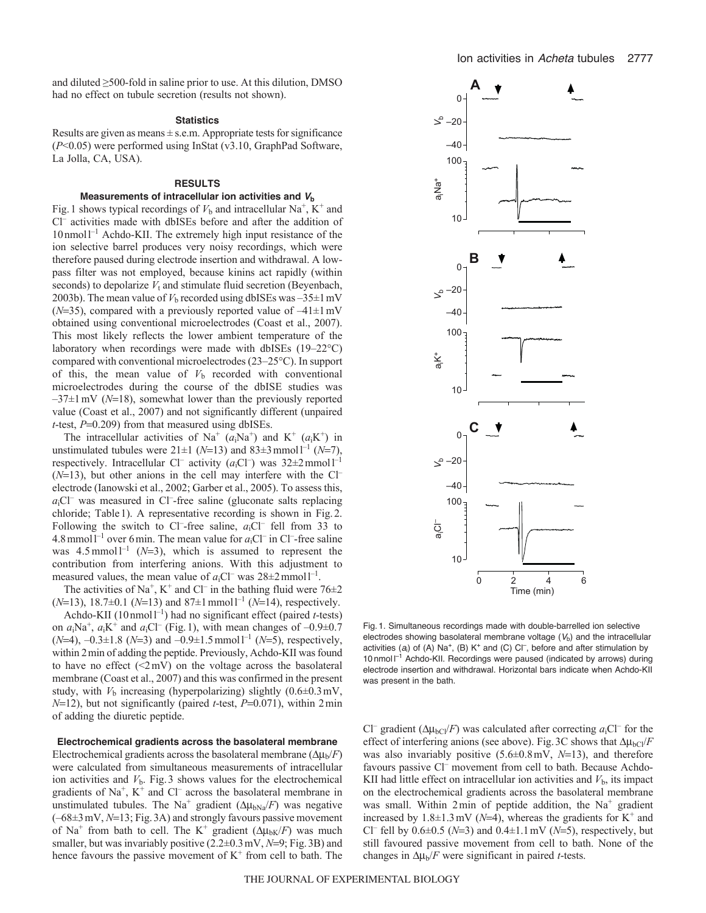and diluted ≥500-fold in saline prior to use. At this dilution, DMSO had no effect on tubule secretion (results not shown).

### Statistics

Results are given as means ± s.e.m. Appropriate tests for significance ($P<0.05$) were performed using InStat (v3.10, GraphPad Software, La Jolla, CA, USA).

## RESULTS

### Measurements of intracellular ion activities and $V_b$

Fig. 1 shows typical recordings of $V_b$ and intracellular $Na^+$, $K^+$ and $Cl^-$ activities made with dbISEs before and after the addition of 10 nmol l$^{-1}$ Achdo-KII. The extremely high input resistance of the ion selective barrel produces very noisy recordings, which were therefore paused during electrode insertion and withdrawal. A low-pass filter was not employed, because kinins act rapidly (within seconds) to depolarize $V_t$ and stimulate fluid secretion (Beyenbach, 2003b). The mean value of $V_b$ recorded using dbISEs was –35±1 mV ($N$=35), compared with a previously reported value of –41±1 mV obtained using conventional microelectrodes (Coast et al., 2007). This most likely reflects the lower ambient temperature of the laboratory when recordings were made with dbISEs (19–22°C) compared with conventional microelectrodes (23–25°C). In support of this, the mean value of $V_b$ recorded with conventional microelectrodes during the course of the dbISE studies was –37±1 mV ($N$=18), somewhat lower than the previously reported value (Coast et al., 2007) and not significantly different (unpaired $t$-test, $P$=0.209) from that measured using dbISEs.

The intracellular activities of $Na^+$ ($a_iNa^+$) and $K^+$ ($a_iK^+$) in unstimulated tubules were 21±1 ($N$=13) and 83±3 mmol l$^{-1}$ ($N$=7), respectively. Intracellular $Cl^-$ activity ($a_iCl^-$) was 32±2 mmol l$^{-1}$ ($N$=13), but other anions in the cell may interfere with the $Cl^-$ electrode (Ianowski et al., 2002; Garber et al., 2005). To assess this, $a_iCl^-$ was measured in $Cl^-$-free saline (gluconate salts replacing chloride; Table 1). A representative recording is shown in Fig. 2. Following the switch to $Cl^-$-free saline, $a_iCl^-$ fell from 33 to 4.8 mmol l$^{-1}$ over 6 min. The mean value for $a_iCl^-$ in $Cl^-$-free saline was 4.5 mmol l$^{-1}$ ($N$=3), which is assumed to represent the contribution from interfering anions. With this adjustment to measured values, the mean value of $a_iCl^-$ was 28±2 mmol l$^{-1}$.

The activities of $Na^+$, $K^+$ and $Cl^-$ in the bathing fluid were 76±2 ($N$=13), 18.7±0.1 ($N$=13) and 87±1 mmol l$^{-1}$ ($N$=14), respectively.

Achdo-KII (10 nmol l$^{-1}$) had no significant effect (paired $t$-tests) on $a_iNa^+$, $a_iK^+$ and $a_iCl^-$ (Fig. 1), with mean changes of –0.9±0.7 ($N$=4), –0.3±1.8 ($N$=3) and –0.9±1.5 mmol l$^{-1}$ ($N$=5), respectively, within 2 min of adding the peptide. Previously, Achdo-KII was found to have no effect (<2 mV) on the voltage across the basolateral membrane (Coast et al., 2007) and this was confirmed in the present study, with $V_b$ increasing (hyperpolarizing) slightly (0.6±0.3 mV, $N$=12), but not significantly (paired $t$-test, $P$=0.071), within 2 min of adding the diuretic peptide.

### Electrochemical gradients across the basolateral membrane

Electrochemical gradients across the basolateral membrane ($\Delta\mu_b/F$) were calculated from simultaneous measurements of intracellular ion activities and $V_b$. Fig. 3 shows values for the electrochemical gradients of $Na^+$, $K^+$ and $Cl^-$ across the basolateral membrane in unstimulated tubules. The $Na^+$ gradient ($\Delta\mu_{bNa}/F$) was negative (–68±3 mV, $N$=13; Fig. 3A) and strongly favours passive movement of $Na^+$ from bath to cell. The $K^+$ gradient ($\Delta\mu_{bK}/F$) was much smaller, but was invariably positive (2.2±0.3 mV, $N$=9; Fig. 3B) and hence favours the passive movement of $K^+$ from cell to bath. The $Cl^-$ gradient ($\Delta\mu_{bCl}/F$) was calculated after correcting $a_iCl^-$ for the effect of interfering anions (see above). Fig. 3C shows that $\Delta\mu_{bCl}/F$ was also invariably positive (5.6±0.8 mV, $N$=13), and therefore favours passive $Cl^-$ movement from cell to bath. Because Achdo-KII had little effect on intracellular ion activities and $V_b$, its impact on the electrochemical gradients across the basolateral membrane was small. Within 2 min of peptide addition, the $Na^+$ gradient increased by 1.8±1.3 mV ($N$=4), whereas the gradients for $K^+$ and $Cl^-$ fell by 0.6±0.5 ($N$=3) and 0.4±1.1 mV ($N$=5), respectively, but still favoured passive movement from cell to bath. None of the changes in $\Delta\mu_b/F$ were significant in paired $t$-tests.

Fig. 1. Simultaneous recordings made with double-barrelled ion selective electrodes showing basolateral membrane voltage ($V_b$) and the intracellular activities ($a_i$) of (A) $Na^+$, (B) $K^+$ and (C) $Cl^-$, before and after stimulation by 10 nmol l$^{-1}$ Achdo-KII. Recordings were paused (indicated by arrows) during electrode insertion and withdrawal. Horizontal bars indicate when Achdo-KII was present in the bath.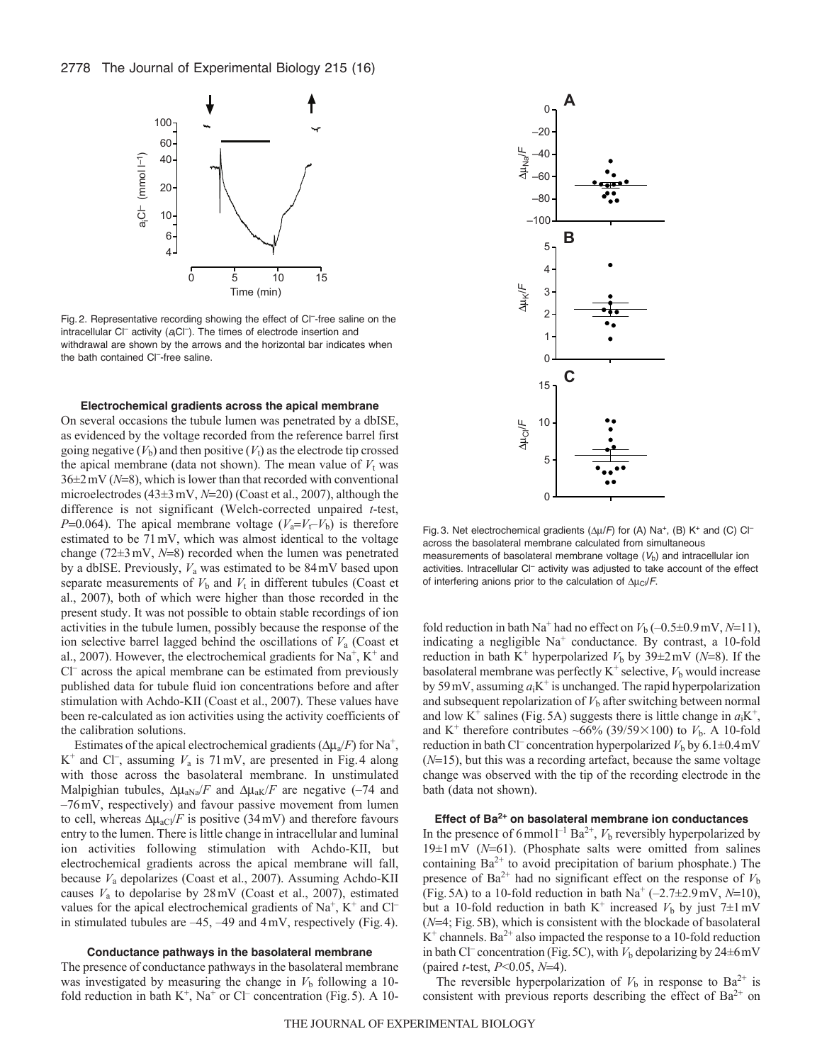Fig. 2. Representative recording showing the effect of $Cl^-$-free saline on the intracellular $Cl^-$ activity ($a_iCl^-$). The times of electrode insertion and withdrawal are shown by the arrows and the horizontal bar indicates when the bath contained $Cl^-$-free saline.

Fig. 3. Net electrochemical gradients ($\Delta\mu/F$) for (A) $Na^+$, (B) $K^+$ and (C) $Cl^-$ across the basolateral membrane calculated from simultaneous measurements of basolateral membrane voltage ($V_b$) and intracellular ion activities. Intracellular $Cl^-$ activity was adjusted to take account of the effect of interfering anions prior to the calculation of $\Delta\mu_{Cl}/F$.

### Electrochemical gradients across the apical membrane

On several occasions the tubule lumen was penetrated by a dbISE, as evidenced by the voltage recorded from the reference barrel first going negative ($V_b$) and then positive ($V_t$) as the electrode tip crossed the apical membrane (data not shown). The mean value of $V_t$ was 36±2 mV ($N$=8), which is lower than that recorded with conventional microelectrodes (43±3 mV, $N$=20) (Coast et al., 2007), although the difference is not significant (Welch-corrected unpaired $t$-test, $P$=0.064). The apical membrane voltage ($V_a$=$V_t$–$V_b$) is therefore estimated to be 71 mV, which was almost identical to the voltage change (72±3 mV, $N$=8) recorded when the lumen was penetrated by a dbISE. Previously, $V_a$ was estimated to be 84 mV based upon separate measurements of $V_b$ and $V_t$ in different tubules (Coast et al., 2007), both of which were higher than those recorded in the present study. It was not possible to obtain stable recordings of ion activities in the tubule lumen, possibly because the response of the ion selective barrel lagged behind the oscillations of $V_a$ (Coast et al., 2007). However, the electrochemical gradients for $Na^+$, $K^+$ and $Cl^-$ across the apical membrane can be estimated from previously published data for tubule fluid ion concentrations before and after stimulation with Achdo-KII (Coast et al., 2007). These values have been re-calculated as ion activities using the activity coefficients of the calibration solutions.

Estimates of the apical electrochemical gradients ($\Delta\mu_a/F$) for $Na^+$, $K^+$ and $Cl^-$, assuming $V_a$ is 71 mV, are presented in Fig. 4 along with those across the basolateral membrane. In unstimulated Malpighian tubules, $\Delta\mu_{aNa}/F$ and $\Delta\mu_{aK}/F$ are negative (–74 and –76 mV, respectively) and favour passive movement from lumen to cell, whereas $\Delta\mu_{aCl}/F$ is positive (34 mV) and therefore favours entry to the lumen. There is little change in intracellular and luminal ion activities following stimulation with Achdo-KII, but electrochemical gradients across the apical membrane will fall, because $V_a$ depolarizes (Coast et al., 2007). Assuming Achdo-KII causes $V_a$ to depolarise by 28 mV (Coast et al., 2007), estimated values for the apical electrochemical gradients of $Na^+$, $K^+$ and $Cl^-$ in stimulated tubules are –45, –49 and 4 mV, respectively (Fig. 4).

### Conductance pathways in the basolateral membrane

The presence of conductance pathways in the basolateral membrane was investigated by measuring the change in $V_b$ following a 10-fold reduction in bath $K^+$, $Na^+$ or $Cl^-$ concentration (Fig. 5). A 10-fold reduction in bath $Na^+$ had no effect on $V_b$ (–0.5±0.9 mV, $N$=11), indicating a negligible $Na^+$ conductance. By contrast, a 10-fold reduction in bath $K^+$ hyperpolarized $V_b$ by 39±2 mV ($N$=8). If the basolateral membrane was perfectly $K^+$ selective, $V_b$ would increase by 59 mV, assuming $a_iK^+$ is unchanged. The rapid hyperpolarization and subsequent repolarization of $V_b$ after switching between normal and low $K^+$ salines (Fig. 5A) suggests there is little change in $a_iK^+$, and $K^+$ therefore contributes ~66% (39/59×100) to $V_b$. A 10-fold reduction in bath $Cl^-$ concentration hyperpolarized $V_b$ by 6.1±0.4 mV ($N$=15), but this was a recording artefact, because the same voltage change was observed with the tip of the recording electrode in the bath (data not shown).

### Effect of $Ba^{2+}$ on basolateral membrane ion conductances

In the presence of 6 mmol $l^{-1}$ $Ba^{2+}$, $V_b$ reversibly hyperpolarized by 19±1 mV ($N$=61). (Phosphate salts were omitted from salines containing $Ba^{2+}$ to avoid precipitation of barium phosphate.) The presence of $Ba^{2+}$ had no significant effect on the response of $V_b$ (Fig. 5A) to a 10-fold reduction in bath $Na^+$ (–2.7±2.9 mV, $N$=10), but a 10-fold reduction in bath $K^+$ increased $V_b$ by just 7±1 mV ($N$=4; Fig. 5B), which is consistent with the blockade of basolateral $K^+$ channels. $Ba^{2+}$ also impacted the response to a 10-fold reduction in bath $Cl^-$ concentration (Fig. 5C), with $V_b$ depolarizing by 24±6 mV (paired $t$-test, $P$<0.05, $N$=4).

The reversible hyperpolarization of $V_b$ in response to $Ba^{2+}$ is consistent with previous reports describing the effect of $Ba^{2+}$ on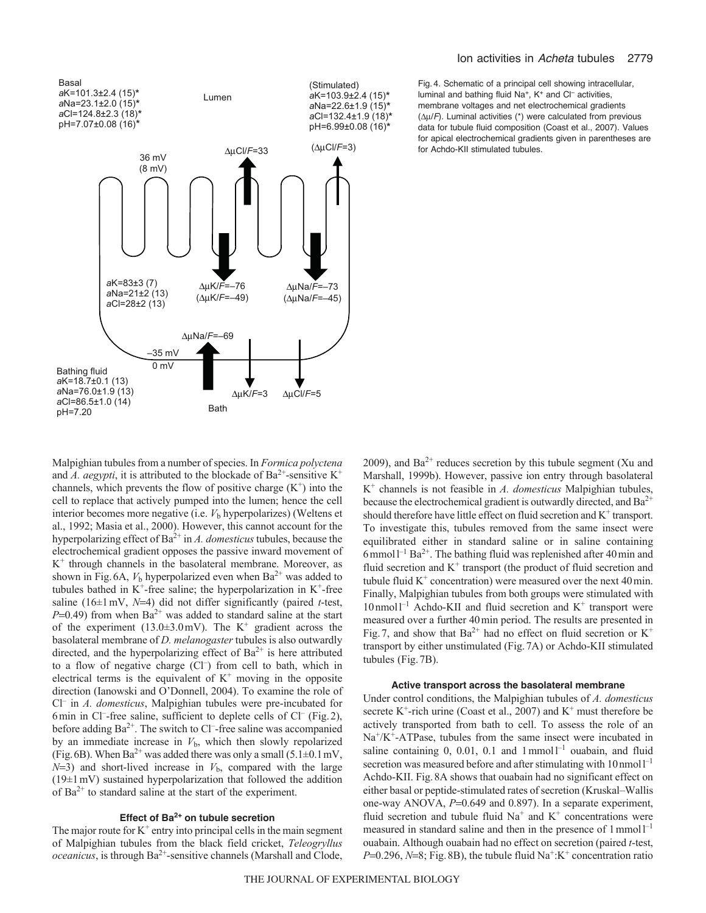Fig. 4. Schematic of a principal cell showing intracellular, luminal and bathing fluid $Na^+$, $K^+$ and $Cl^-$ activities, membrane voltages and net electrochemical gradients ($\Delta\mu/F$). Luminal activities (*) were calculated from previous data for tubule fluid composition (Coast et al., 2007). Values for apical electrochemical gradients given in parentheses are for Achdo-KII stimulated tubules.

Malpighian tubules from a number of species. In *Formica polyctena* and *A. aegypti*, it is attributed to the blockade of $Ba^{2+}$-sensitive $K^+$ channels, which prevents the flow of positive charge ($K^+$) into the cell to replace that actively pumped into the lumen; hence the cell interior becomes more negative (i.e. $V_b$ hyperpolarizes) (Weltens et al., 1992; Masia et al., 2000). However, this cannot account for the hyperpolarizing effect of $Ba^{2+}$ in *A. domesticus* tubules, because the electrochemical gradient opposes the passive inward movement of $K^+$ through channels in the basolateral membrane. Moreover, as shown in Fig. 6A, $V_b$ hyperpolarized even when $Ba^{2+}$ was added to tubules bathed in $K^+$-free saline; the hyperpolarization in $K^+$-free saline (16±1 mV, $N$=4) did not differ significantly (paired $t$-test, $P$=0.49) from when $Ba^{2+}$ was added to standard saline at the start of the experiment (13.0±3.0 mV). The $K^+$ gradient across the basolateral membrane of *D. melanogaster* tubules is also outwardly directed, and the hyperpolarizing effect of $Ba^{2+}$ is here attributed to a flow of negative charge ($Cl^-$) from cell to bath, which in electrical terms is the equivalent of $K^+$ moving in the opposite direction (Ianowski and O'Donnell, 2004). To examine the role of $Cl^-$ in *A. domesticus*, Malpighian tubules were pre-incubated for 6 min in $Cl^-$-free saline, sufficient to deplete cells of $Cl^-$ (Fig. 2), before adding $Ba^{2+}$. The switch to $Cl^-$-free saline was accompanied by an immediate increase in $V_b$, which then slowly repolarized (Fig. 6B). When $Ba^{2+}$ was added there was only a small (5.1±0.1 mV, $N$=3) and short-lived increase in $V_b$, compared with the large (19±1 mV) sustained hyperpolarization that followed the addition of $Ba^{2+}$ to standard saline at the start of the experiment.

### Effect of $Ba^{2+}$ on tubule secretion

The major route for $K^+$ entry into principal cells in the main segment of Malpighian tubules from the black field cricket, *Teleogryllus oceanicus*, is through $Ba^{2+}$-sensitive channels (Marshall and Clode, 2009), and $Ba^{2+}$ reduces secretion by this tubule segment (Xu and Marshall, 1999b). However, passive ion entry through basolateral $K^+$ channels is not feasible in *A. domesticus* Malpighian tubules, because the electrochemical gradient is outwardly directed, and $Ba^{2+}$ should therefore have little effect on fluid secretion and $K^+$ transport. To investigate this, tubules removed from the same insect were equilibrated either in standard saline or in saline containing 6 mmol $l^{-1}$ $Ba^{2+}$. The bathing fluid was replenished after 40 min and fluid secretion and $K^+$ transport (the product of fluid secretion and tubule fluid $K^+$ concentration) were measured over the next 40 min. Finally, Malpighian tubules from both groups were stimulated with 10 nmol $l^{-1}$ Achdo-KII and fluid secretion and $K^+$ transport were measured over a further 40 min period. The results are presented in Fig. 7, and show that $Ba^{2+}$ had no effect on fluid secretion or $K^+$ transport by either unstimulated (Fig. 7A) or Achdo-KII stimulated tubules (Fig. 7B).

### Active transport across the basolateral membrane

Under control conditions, the Malpighian tubules of *A. domesticus* secrete $K^+$-rich urine (Coast et al., 2007) and $K^+$ must therefore be actively transported from bath to cell. To assess the role of an $Na^+/K^+$-ATPase, tubules from the same insect were incubated in saline containing 0, 0.01, 0.1 and 1 mmol $l^{-1}$ ouabain, and fluid secretion was measured before and after stimulating with 10 nmol $l^{-1}$ Achdo-KII. Fig. 8A shows that ouabain had no significant effect on either basal or peptide-stimulated rates of secretion (Kruskal–Wallis one-way ANOVA, $P$=0.649 and 0.897). In a separate experiment, fluid secretion and tubule fluid $Na^+$ and $K^+$ concentrations were measured in standard saline and then in the presence of 1 mmol $l^{-1}$ ouabain. Although ouabain had no effect on secretion (paired $t$-test, $P$=0.296, $N$=8; Fig. 8B), the tubule fluid $Na^+$:$K^+$ concentration ratio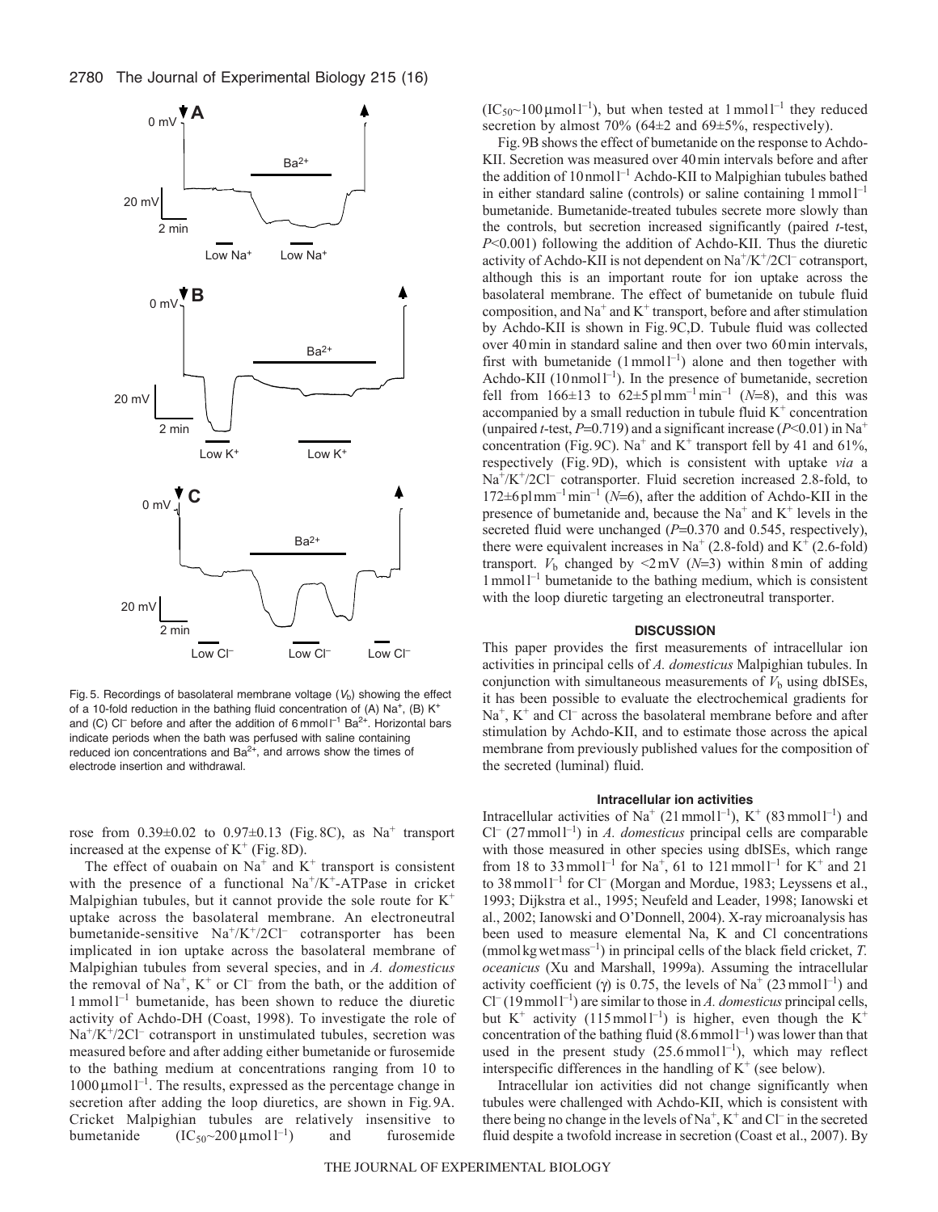Fig. 5. Recordings of basolateral membrane voltage ($V_b$) showing the effect of a 10-fold reduction in the bathing fluid concentration of (A) $Na^+$, (B) $K^+$ and (C) $Cl^-$ before and after the addition of 6 mmol $l^{-1}$ $Ba^{2+}$. Horizontal bars indicate periods when the bath was perfused with saline containing reduced ion concentrations and $Ba^{2+}$, and arrows show the times of electrode insertion and withdrawal.

rose from 0.39±0.02 to 0.97±0.13 (Fig. 8C), as $Na^+$ transport increased at the expense of $K^+$ (Fig. 8D).

The effect of ouabain on $Na^+$ and $K^+$ transport is consistent with the presence of a functional $Na^+/K^+$-ATPase in cricket Malpighian tubules, but it cannot provide the sole route for $K^+$ uptake across the basolateral membrane. An electroneutral bumetanide-sensitive $Na^+/K^+/2Cl^-$ cotransporter has been implicated in ion uptake across the basolateral membrane of Malpighian tubules from several species, and in *A. domesticus* the removal of $Na^+$, $K^+$ or $Cl^-$ from the bath, or the addition of 1 mmol $l^{-1}$ bumetanide, has been shown to reduce the diuretic activity of Achdo-DH (Coast, 1998). To investigate the role of $Na^+/K^+/2Cl^-$ cotransport in unstimulated tubules, secretion was measured before and after adding either bumetanide or furosemide to the bathing medium at concentrations ranging from 10 to 1000 μmol $l^{-1}$. The results, expressed as the percentage change in secretion after adding the loop diuretics, are shown in Fig. 9A. Cricket Malpighian tubules are relatively insensitive to bumetanide ($IC_{50}$~200 μmol $l^{-1}$) and furosemide ($IC_{50}$~100 μmol $l^{-1}$), but when tested at 1 mmol $l^{-1}$ they reduced secretion by almost 70% (64±2 and 69±5%, respectively).

Fig. 9B shows the effect of bumetanide on the response to Achdo-KII. Secretion was measured over 40 min intervals before and after the addition of 10 nmol $l^{-1}$ Achdo-KII to Malpighian tubules bathed in either standard saline (controls) or saline containing 1 mmol $l^{-1}$ bumetanide. Bumetanide-treated tubules secrete more slowly than the controls, but secretion increased significantly (paired *t*-test, $P$<0.001) following the addition of Achdo-KII. Thus the diuretic activity of Achdo-KII is not dependent on $Na^+/K^+/2Cl^-$ cotransport, although this is an important route for ion uptake across the basolateral membrane. The effect of bumetanide on tubule fluid composition, and $Na^+$ and $K^+$ transport, before and after stimulation by Achdo-KII is shown in Fig. 9C,D. Tubule fluid was collected over 40 min in standard saline and then over two 60 min intervals, first with bumetanide (1 mmol $l^{-1}$) alone and then together with Achdo-KII (10 nmol $l^{-1}$). In the presence of bumetanide, secretion fell from 166±13 to 62±5 pl $mm^{-1}$ $min^{-1}$ ($N$=8), and this was accompanied by a small reduction in tubule fluid $K^+$ concentration (unpaired *t*-test, $P$=0.719) and a significant increase ($P$<0.01) in $Na^+$ concentration (Fig. 9C). $Na^+$ and $K^+$ transport fell by 41 and 61%, respectively (Fig. 9D), which is consistent with uptake *via* a $Na^+/K^+/2Cl^-$ cotransporter. Fluid secretion increased 2.8-fold, to 172±6 pl $mm^{-1}$ $min^{-1}$ ($N$=6), after the addition of Achdo-KII in the presence of bumetanide and, because the $Na^+$ and $K^+$ levels in the secreted fluid were unchanged ($P$=0.370 and 0.545, respectively), there were equivalent increases in $Na^+$ (2.8-fold) and $K^+$ (2.6-fold) transport. $V_b$ changed by <2 mV ($N$=3) within 8 min of adding 1 mmol $l^{-1}$ bumetanide to the bathing medium, which is consistent with the loop diuretic targeting an electroneutral transporter.

## DISCUSSION

This paper provides the first measurements of intracellular ion activities in principal cells of *A. domesticus* Malpighian tubules. In conjunction with simultaneous measurements of $V_b$ using dbISEs, it has been possible to evaluate the electrochemical gradients for $Na^+$, $K^+$ and $Cl^-$ across the basolateral membrane before and after stimulation by Achdo-KII, and to estimate those across the apical membrane from previously published values for the composition of the secreted (luminal) fluid.

### Intracellular ion activities

Intracellular activities of $Na^+$ (21 mmol $l^{-1}$), $K^+$ (83 mmol $l^{-1}$) and $Cl^-$ (27 mmol $l^{-1}$) in *A. domesticus* principal cells are comparable with those measured in other species using dbISEs, which range from 18 to 33 mmol $l^{-1}$ for $Na^+$, 61 to 121 mmol $l^{-1}$ for $K^+$ and 21 to 38 mmol $l^{-1}$ for $Cl^-$ (Morgan and Mordue, 1983; Leyssens et al., 1993; Dijkstra et al., 1995; Neufeld and Leader, 1998; Ianowski et al., 2002; Ianowski and O'Donnell, 2004). X-ray microanalysis has been used to measure elemental Na, K and Cl concentrations (mmol kg wet $mass^{-1}$) in principal cells of the black field cricket, *T. oceanicus* (Xu and Marshall, 1999a). Assuming the intracellular activity coefficient (γ) is 0.75, the levels of $Na^+$ (23 mmol $l^{-1}$) and $Cl^-$ (19 mmol $l^{-1}$) are similar to those in *A. domesticus* principal cells, but $K^+$ activity (115 mmol $l^{-1}$) is higher, even though the $K^+$ concentration of the bathing fluid (8.6 mmol $l^{-1}$) was lower than that used in the present study (25.6 mmol $l^{-1}$), which may reflect interspecific differences in the handling of $K^+$ (see below).

Intracellular ion activities did not change significantly when tubules were challenged with Achdo-KII, which is consistent with there being no change in the levels of $Na^+$, $K^+$ and $Cl^-$ in the secreted fluid despite a twofold increase in secretion (Coast et al., 2007). By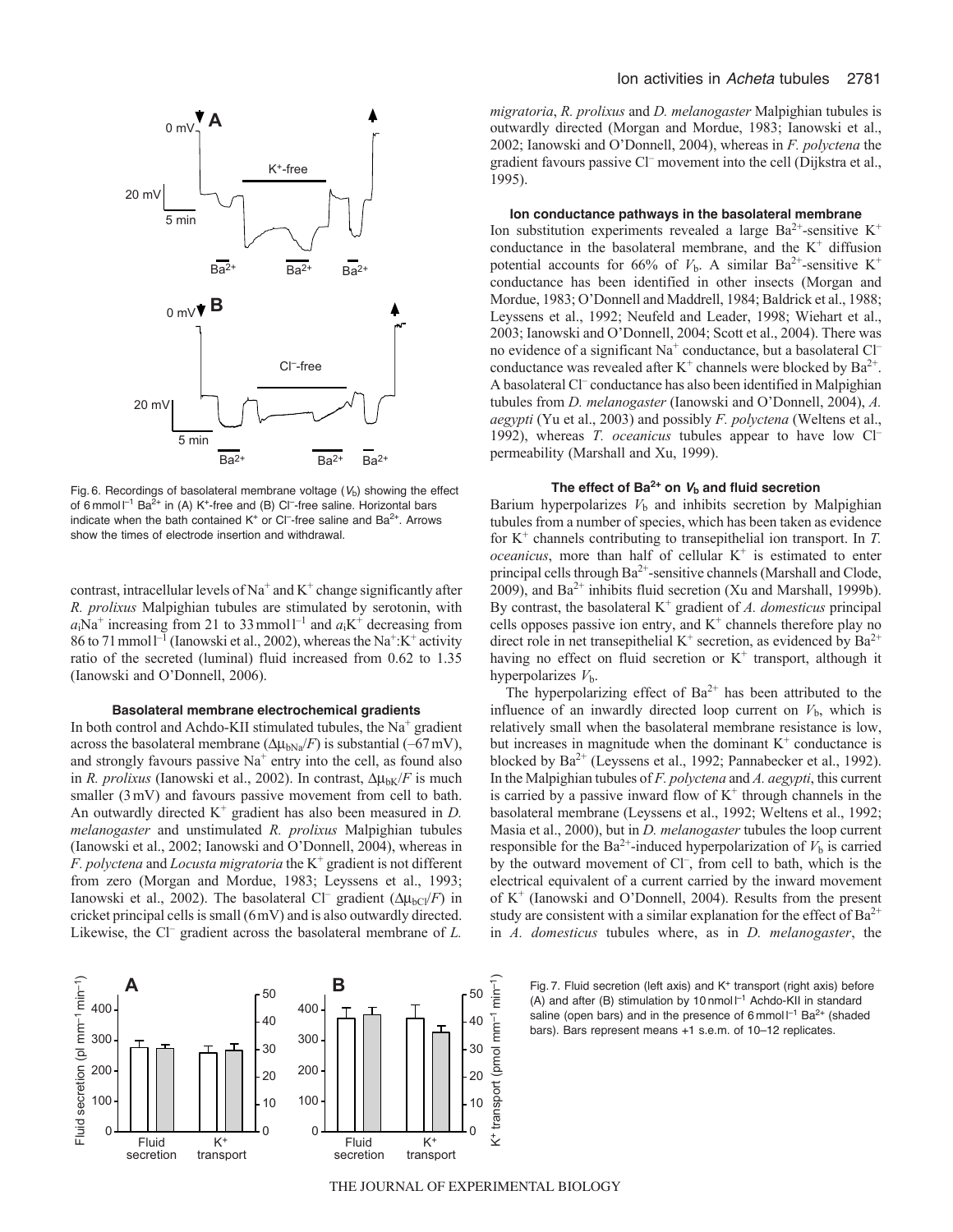Fig. 6. Recordings of basolateral membrane voltage ($V_b$) showing the effect of 6 mmol l$^{-1}$ $Ba^{2+}$ in (A) $K^+$-free and (B) $Cl^-$-free saline. Horizontal bars indicate when the bath contained $K^+$ or $Cl^-$-free saline and $Ba^{2+}$. Arrows show the times of electrode insertion and withdrawal.

contrast, intracellular levels of $Na^+$ and $K^+$ change significantly after *R. prolixus* Malpighian tubules are stimulated by serotonin, with $a_i$Na$^+$ increasing from 21 to 33 mmol l$^{-1}$ and $a_i$K$^+$ decreasing from 86 to 71 mmol l$^{-1}$ (Ianowski et al., 2002), whereas the $Na^+$:$K^+$ activity ratio of the secreted (luminal) fluid increased from 0.62 to 1.35 (Ianowski and O'Donnell, 2006).

### Basolateral membrane electrochemical gradients

In both control and Achdo-KII stimulated tubules, the $Na^+$ gradient across the basolateral membrane ($\Delta\mu_{bNa}/F$) is substantial (–67 mV), and strongly favours passive $Na^+$ entry into the cell, as found also in *R. prolixus* (Ianowski et al., 2002). In contrast, $\Delta\mu_{bK}/F$ is much smaller (3 mV) and favours passive movement from cell to bath. An outwardly directed $K^+$ gradient has also been measured in *D. melanogaster* and unstimulated *R. prolixus* Malpighian tubules (Ianowski et al., 2002; Ianowski and O'Donnell, 2004), whereas in *F. polyctena* and *Locusta migratoria* the $K^+$ gradient is not different from zero (Morgan and Mordue, 1983; Leyssens et al., 1993; Ianowski et al., 2002). The basolateral $Cl^-$ gradient ($\Delta\mu_{bCl}/F$) in cricket principal cells is small (6 mV) and is also outwardly directed. Likewise, the $Cl^-$ gradient across the basolateral membrane of *L. migratoria*, *R. prolixus* and *D. melanogaster* Malpighian tubules is outwardly directed (Morgan and Mordue, 1983; Ianowski et al., 2002; Ianowski and O'Donnell, 2004), whereas in *F. polyctena* the gradient favours passive $Cl^-$ movement into the cell (Dijkstra et al., 1995).

### Ion conductance pathways in the basolateral membrane

Ion substitution experiments revealed a large $Ba^{2+}$-sensitive $K^+$ conductance in the basolateral membrane, and the $K^+$ diffusion potential accounts for 66% of $V_b$. A similar $Ba^{2+}$-sensitive $K^+$ conductance has been identified in other insects (Morgan and Mordue, 1983; O'Donnell and Maddrell, 1984; Baldrick et al., 1988; Leyssens et al., 1992; Neufeld and Leader, 1998; Wiehart et al., 2003; Ianowski and O'Donnell, 2004; Scott et al., 2004). There was no evidence of a significant $Na^+$ conductance, but a basolateral $Cl^-$ conductance was revealed after $K^+$ channels were blocked by $Ba^{2+}$. A basolateral $Cl^-$ conductance has also been identified in Malpighian tubules from *D. melanogaster* (Ianowski and O'Donnell, 2004), *A. aegypti* (Yu et al., 2003) and possibly *F. polyctena* (Weltens et al., 1992), whereas *T. oceanicus* tubules appear to have low $Cl^-$ permeability (Marshall and Xu, 1999).

### The effect of $Ba^{2+}$ on $V_b$ and fluid secretion

Barium hyperpolarizes $V_b$ and inhibits secretion by Malpighian tubules from a number of species, which has been taken as evidence for $K^+$ channels contributing to transepithelial ion transport. In *T. oceanicus*, more than half of cellular $K^+$ is estimated to enter principal cells through $Ba^{2+}$-sensitive channels (Marshall and Clode, 2009), and $Ba^{2+}$ inhibits fluid secretion (Xu and Marshall, 1999b). By contrast, the basolateral $K^+$ gradient of *A. domesticus* principal cells opposes passive ion entry, and $K^+$ channels therefore play no direct role in net transepithelial $K^+$ secretion, as evidenced by $Ba^{2+}$ having no effect on fluid secretion or $K^+$ transport, although it hyperpolarizes $V_b$.

The hyperpolarizing effect of $Ba^{2+}$ has been attributed to the influence of an inwardly directed loop current on $V_b$, which is relatively small when the basolateral membrane resistance is low, but increases in magnitude when the dominant $K^+$ conductance is blocked by $Ba^{2+}$ (Leyssens et al., 1992; Pannabecker et al., 1992). In the Malpighian tubules of *F. polyctena* and *A. aegypti*, this current is carried by a passive inward flow of $K^+$ through channels in the basolateral membrane (Leyssens et al., 1992; Weltens et al., 1992; Masia et al., 2000), but in *D. melanogaster* tubules the loop current responsible for the $Ba^{2+}$-induced hyperpolarization of $V_b$ is carried by the outward movement of $Cl^-$, from cell to bath, which is the electrical equivalent of a current carried by the inward movement of $K^+$ (Ianowski and O'Donnell, 2004). Results from the present study are consistent with a similar explanation for the effect of $Ba^{2+}$ in *A. domesticus* tubules where, as in *D. melanogaster*, the

Fig. 7. Fluid secretion (left axis) and $K^+$ transport (right axis) before (A) and after (B) stimulation by 10 nmol l$^{-1}$ Achdo-KII in standard saline (open bars) and in the presence of 6 mmol l$^{-1}$ $Ba^{2+}$ (shaded bars). Bars represent means +1 s.e.m. of 10–12 replicates.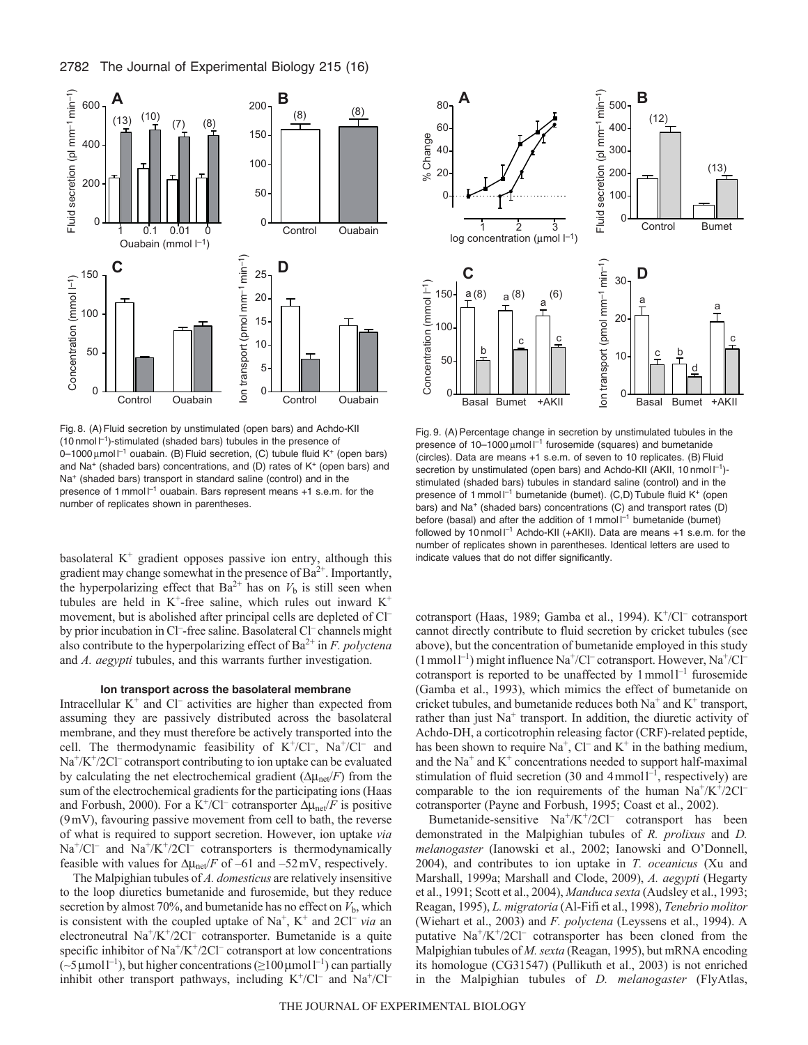Fig. 8. (A) Fluid secretion by unstimulated (open bars) and Achdo-KII ($10\,nmol\,l^{-1}$)-stimulated (shaded bars) tubules in the presence of 0–$1000\,\mu mol\,l^{-1}$ ouabain. (B) Fluid secretion, (C) tubule fluid $K^+$ (open bars) and $Na^+$ (shaded bars) concentrations, and (D) rates of $K^+$ (open bars) and $Na^+$ (shaded bars) transport in standard saline (control) and in the presence of $1\,mmol\,l^{-1}$ ouabain. Bars represent means +1 s.e.m. for the number of replicates shown in parentheses.

Fig. 9. (A) Percentage change in secretion by unstimulated tubules in the presence of 10–$1000\,\mu mol\,l^{-1}$ furosemide (squares) and bumetanide (circles). Data are means +1 s.e.m. of seven to 10 replicates. (B) Fluid secretion by unstimulated (open bars) and Achdo-KII (AKII, $10\,nmol\,l^{-1}$)-stimulated (shaded bars) tubules in standard saline (control) and in the presence of $1\,mmol\,l^{-1}$ bumetanide (bumet). (C,D) Tubule fluid $K^+$ (open bars) and $Na^+$ (shaded bars) concentrations (C) and transport rates (D) before (basal) and after the addition of $1\,mmol\,l^{-1}$ bumetanide (bumet) followed by $10\,nmol\,l^{-1}$ Achdo-KII (+AKII). Data are means +1 s.e.m. for the number of replicates shown in parentheses. Identical letters are used to indicate values that do not differ significantly.

basolateral $K^+$ gradient opposes passive ion entry, although this gradient may change somewhat in the presence of $Ba^{2+}$. Importantly, the hyperpolarizing effect that $Ba^{2+}$ has on $V_b$ is still seen when tubules are held in $K^+$-free saline, which rules out inward $K^+$ movement, but is abolished after principal cells are depleted of $Cl^-$ by prior incubation in $Cl^-$-free saline. Basolateral $Cl^-$ channels might also contribute to the hyperpolarizing effect of $Ba^{2+}$ in *F. polyctena* and *A. aegypti* tubules, and this warrants further investigation.

### Ion transport across the basolateral membrane

Intracellular $K^+$ and $Cl^-$ activities are higher than expected from assuming they are passively distributed across the basolateral membrane, and they must therefore be actively transported into the cell. The thermodynamic feasibility of $K^+/Cl^-$, $Na^+/Cl^-$ and $Na^+/K^+/2Cl^-$ cotransport contributing to ion uptake can be evaluated by calculating the net electrochemical gradient ($\Delta\mu_{net}/F$) from the sum of the electrochemical gradients for the participating ions (Haas and Forbush, 2000). For a $K^+/Cl^-$ cotransporter $\Delta\mu_{net}/F$ is positive (9 mV), favouring passive movement from cell to bath, the reverse of what is required to support secretion. However, ion uptake *via* $Na^+/Cl^-$ and $Na^+/K^+/2Cl^-$ cotransporters is thermodynamically feasible with values for $\Delta\mu_{net}/F$ of –61 and –52 mV, respectively.

The Malpighian tubules of *A. domesticus* are relatively insensitive to the loop diuretics bumetanide and furosemide, but they reduce secretion by almost 70%, and bumetanide has no effect on $V_b$, which is consistent with the coupled uptake of $Na^+$, $K^+$ and $2Cl^-$ *via* an electroneutral $Na^+/K^+/2Cl^-$ cotransporter. Bumetanide is a quite specific inhibitor of $Na^+/K^+/2Cl^-$ cotransport at low concentrations (~$5\,\mu mol\,l^{-1}$), but higher concentrations ($\geq 100\,\mu mol\,l^{-1}$) can partially inhibit other transport pathways, including $K^+/Cl^-$ and $Na^+/Cl^-$ cotransport (Haas, 1989; Gamba et al., 1994). $K^+/Cl^-$ cotransport cannot directly contribute to fluid secretion by cricket tubules (see above), but the concentration of bumetanide employed in this study ($1\,mmol\,l^{-1}$) might influence $Na^+/Cl^-$ cotransport. However, $Na^+/Cl^-$ cotransport is reported to be unaffected by $1\,mmol\,l^{-1}$ furosemide (Gamba et al., 1993), which mimics the effect of bumetanide on cricket tubules, and bumetanide reduces both $Na^+$ and $K^+$ transport, rather than just $Na^+$ transport. In addition, the diuretic activity of Achdo-DH, a corticotrophin releasing factor (CRF)-related peptide, has been shown to require $Na^+$, $Cl^-$ and $K^+$ in the bathing medium, and the $Na^+$ and $K^+$ concentrations needed to support half-maximal stimulation of fluid secretion (30 and $4\,mmol\,l^{-1}$, respectively) are comparable to the ion requirements of the human $Na^+/K^+/2Cl^-$ cotransporter (Payne and Forbush, 1995; Coast et al., 2002).

Bumetanide-sensitive $Na^+/K^+/2Cl^-$ cotransport has been demonstrated in the Malpighian tubules of *R. prolixus* and *D. melanogaster* (Ianowski et al., 2002; Ianowski and O'Donnell, 2004), and contributes to ion uptake in *T. oceanicus* (Xu and Marshall, 1999a; Marshall and Clode, 2009), *A. aegypti* (Hegarty et al., 1991; Scott et al., 2004), *Manduca sexta* (Audsley et al., 1993; Reagan, 1995), *L. migratoria* (Al-Fifi et al., 1998), *Tenebrio molitor* (Wiehart et al., 2003) and *F. polyctena* (Leyssens et al., 1994). A putative $Na^+/K^+/2Cl^-$ cotransporter has been cloned from the Malpighian tubules of *M. sexta* (Reagan, 1995), but mRNA encoding its homologue (CG31547) (Pullikuth et al., 2003) is not enriched in the Malpighian tubules of *D. melanogaster* (FlyAtlas,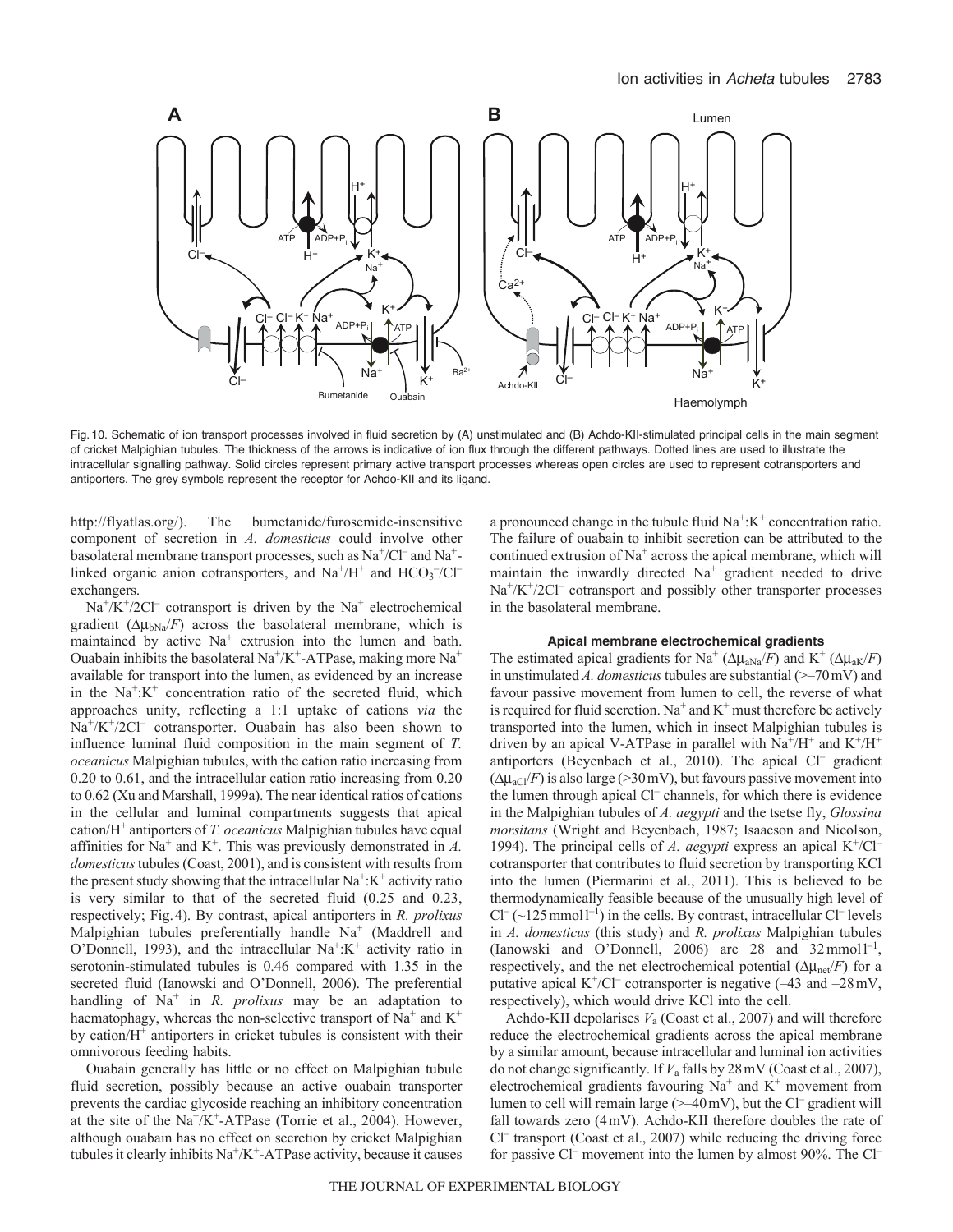Fig. 10. Schematic of ion transport processes involved in fluid secretion by (A) unstimulated and (B) Achdo-KII-stimulated principal cells in the main segment of cricket Malpighian tubules. The thickness of the arrows is indicative of ion flux through the different pathways. Dotted lines are used to illustrate the intracellular signalling pathway. Solid circles represent primary active transport processes whereas open circles are used to represent cotransporters and antiporters. The grey symbols represent the receptor for Achdo-KII and its ligand.

http://flyatlas.org/). The bumetanide/furosemide-insensitive component of secretion in *A. domesticus* could involve other basolateral membrane transport processes, such as $Na^+/Cl^-$ and $Na^+$-linked organic anion cotransporters, and $Na^+/H^+$ and $HCO_3^-/Cl^-$ exchangers.

$Na^+/K^+/2Cl^-$ cotransport is driven by the $Na^+$ electrochemical gradient ($\Delta\mu_{bNa}/F$) across the basolateral membrane, which is maintained by active $Na^+$ extrusion into the lumen and bath. Ouabain inhibits the basolateral $Na^+/K^+$-ATPase, making more $Na^+$ available for transport into the lumen, as evidenced by an increase in the $Na^+$:$K^+$ concentration ratio of the secreted fluid, which approaches unity, reflecting a 1:1 uptake of cations *via* the $Na^+/K^+/2Cl^-$ cotransporter. Ouabain has also been shown to influence luminal fluid composition in the main segment of *T. oceanicus* Malpighian tubules, with the cation ratio increasing from 0.20 to 0.61, and the intracellular cation ratio increasing from 0.20 to 0.62 (Xu and Marshall, 1999a). The near identical ratios of cations in the cellular and luminal compartments suggests that apical cation/$H^+$ antiporters of *T. oceanicus* Malpighian tubules have equal affinities for $Na^+$ and $K^+$. This was previously demonstrated in *A. domesticus* tubules (Coast, 2001), and is consistent with results from the present study showing that the intracellular $Na^+$:$K^+$ activity ratio is very similar to that of the secreted fluid (0.25 and 0.23, respectively; Fig. 4). By contrast, apical antiporters in *R. prolixus* Malpighian tubules preferentially handle $Na^+$ (Maddrell and O'Donnell, 1993), and the intracellular $Na^+$:$K^+$ activity ratio in serotonin-stimulated tubules is 0.46 compared with 1.35 in the secreted fluid (Ianowski and O'Donnell, 2006). The preferential handling of $Na^+$ in *R. prolixus* may be an adaptation to haematophagy, whereas the non-selective transport of $Na^+$ and $K^+$ by cation/$H^+$ antiporters in cricket tubules is consistent with their omnivorous feeding habits.

Ouabain generally has little or no effect on Malpighian tubule fluid secretion, possibly because an active ouabain transporter prevents the cardiac glycoside reaching an inhibitory concentration at the site of the $Na^+/K^+$-ATPase (Torrie et al., 2004). However, although ouabain has no effect on secretion by cricket Malpighian tubules it clearly inhibits $Na^+/K^+$-ATPase activity, because it causes a pronounced change in the tubule fluid $Na^+$:$K^+$ concentration ratio. The failure of ouabain to inhibit secretion can be attributed to the continued extrusion of $Na^+$ across the apical membrane, which will maintain the inwardly directed $Na^+$ gradient needed to drive $Na^+/K^+/2Cl^-$ cotransport and possibly other transporter processes in the basolateral membrane.

### Apical membrane electrochemical gradients

The estimated apical gradients for $Na^+$ ($\Delta\mu_{aNa}/F$) and $K^+$ ($\Delta\mu_{aK}/F$) in unstimulated *A. domesticus* tubules are substantial (>–70 mV) and favour passive movement from lumen to cell, the reverse of what is required for fluid secretion. $Na^+$ and $K^+$ must therefore be actively transported into the lumen, which in insect Malpighian tubules is driven by an apical V-ATPase in parallel with $Na^+/H^+$ and $K^+/H^+$ antiporters (Beyenbach et al., 2010). The apical $Cl^-$ gradient ($\Delta\mu_{aCl}/F$) is also large (>30 mV), but favours passive movement into the lumen through apical $Cl^-$ channels, for which there is evidence in the Malpighian tubules of *A. aegypti* and the tsetse fly, *Glossina morsitans* (Wright and Beyenbach, 1987; Isaacson and Nicolson, 1994). The principal cells of *A. aegypti* express an apical $K^+/Cl^-$ cotransporter that contributes to fluid secretion by transporting KCl into the lumen (Piermarini et al., 2011). This is believed to be thermodynamically feasible because of the unusually high level of $Cl^-$ (~125 mmol $l^{-1}$) in the cells. By contrast, intracellular $Cl^-$ levels in *A. domesticus* (this study) and *R. prolixus* Malpighian tubules (Ianowski and O'Donnell, 2006) are 28 and 32 mmol $l^{-1}$, respectively, and the net electrochemical potential ($\Delta\mu_{net}/F$) for a putative apical $K^+/Cl^-$ cotransporter is negative (–43 and –28 mV, respectively), which would drive KCl into the cell.

Achdo-KII depolarises $V_a$ (Coast et al., 2007) and will therefore reduce the electrochemical gradients across the apical membrane by a similar amount, because intracellular and luminal ion activities do not change significantly. If $V_a$ falls by 28 mV (Coast et al., 2007), electrochemical gradients favouring $Na^+$ and $K^+$ movement from lumen to cell will remain large (>–40 mV), but the $Cl^-$ gradient will fall towards zero (4 mV). Achdo-KII therefore doubles the rate of $Cl^-$ transport (Coast et al., 2007) while reducing the driving force for passive $Cl^-$ movement into the lumen by almost 90%. The $Cl^-$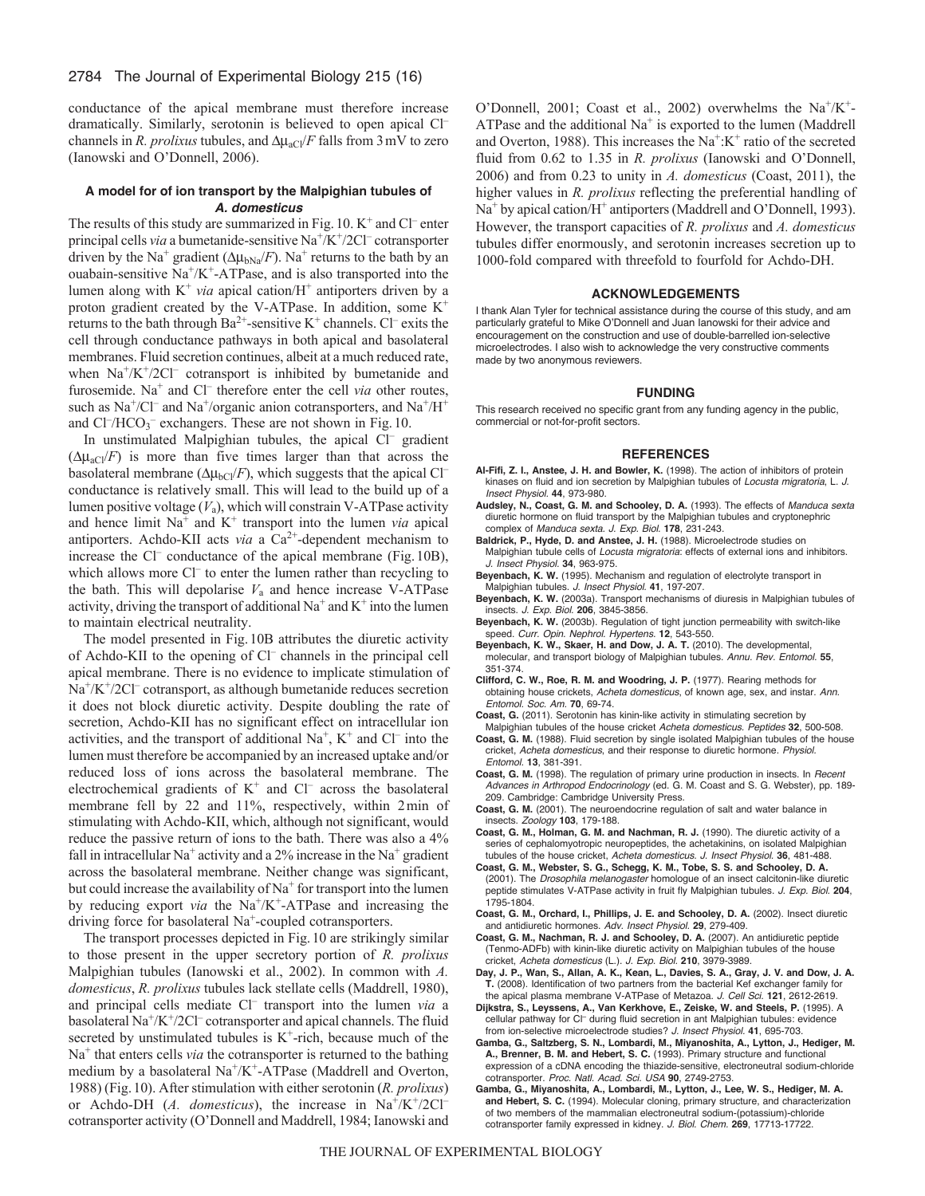conductance of the apical membrane must therefore increase dramatically. Similarly, serotonin is believed to open apical $Cl^-$ channels in *R. prolixus* tubules, and $\Delta\mu_{aCl}/F$ falls from 3 mV to zero (Ianowski and O'Donnell, 2006).

### A model for of ion transport by the Malpighian tubules of *A. domesticus*

The results of this study are summarized in Fig. 10. $K^+$ and $Cl^-$ enter principal cells *via* a bumetanide-sensitive $Na^+/K^+/2Cl^-$ cotransporter driven by the $Na^+$ gradient ($\Delta\mu_{bNa}/F$). $Na^+$ returns to the bath by an ouabain-sensitive $Na^+/K^+$-ATPase, and is also transported into the lumen along with $K^+$ *via* apical cation/$H^+$ antiporters driven by a proton gradient created by the V-ATPase. In addition, some $K^+$ returns to the bath through $Ba^{2+}$-sensitive $K^+$ channels. $Cl^-$ exits the cell through conductance pathways in both apical and basolateral membranes. Fluid secretion continues, albeit at a much reduced rate, when $Na^+/K^+/2Cl^-$ cotransport is inhibited by bumetanide and furosemide. $Na^+$ and $Cl^-$ therefore enter the cell *via* other routes, such as $Na^+/Cl^-$ and $Na^+$/organic anion cotransporters, and $Na^+/H^+$ and $Cl^-/HCO_3^-$ exchangers. These are not shown in Fig. 10.

In unstimulated Malpighian tubules, the apical $Cl^-$ gradient ($\Delta\mu_{aCl}/F$) is more than five times larger than that across the basolateral membrane ($\Delta\mu_{bCl}/F$), which suggests that the apical $Cl^-$ conductance is relatively small. This will lead to the build up of a lumen positive voltage ($V_a$), which will constrain V-ATPase activity and hence limit $Na^+$ and $K^+$ transport into the lumen *via* apical antiporters. Achdo-KII acts *via* a $Ca^{2+}$-dependent mechanism to increase the $Cl^-$ conductance of the apical membrane (Fig. 10B), which allows more $Cl^-$ to enter the lumen rather than recycling to the bath. This will depolarise $V_a$ and hence increase V-ATPase activity, driving the transport of additional $Na^+$ and $K^+$ into the lumen to maintain electrical neutrality.

The model presented in Fig. 10B attributes the diuretic activity of Achdo-KII to the opening of $Cl^-$ channels in the principal cell apical membrane. There is no evidence to implicate stimulation of $Na^+/K^+/2Cl^-$ cotransport, as although bumetanide reduces secretion it does not block diuretic activity. Despite doubling the rate of secretion, Achdo-KII has no significant effect on intracellular ion activities, and the transport of additional $Na^+$, $K^+$ and $Cl^-$ into the lumen must therefore be accompanied by an increased uptake and/or reduced loss of ions across the basolateral membrane. The electrochemical gradients of $K^+$ and $Cl^-$ across the basolateral membrane fell by 22 and 11%, respectively, within 2 min of stimulating with Achdo-KII, which, although not significant, would reduce the passive return of ions to the bath. There was also a 4% fall in intracellular $Na^+$ activity and a 2% increase in the $Na^+$ gradient across the basolateral membrane. Neither change was significant, but could increase the availability of $Na^+$ for transport into the lumen by reducing export *via* the $Na^+/K^+$-ATPase and increasing the driving force for basolateral $Na^+$-coupled cotransporters.

The transport processes depicted in Fig. 10 are strikingly similar to those present in the upper secretory portion of *R. prolixus* Malpighian tubules (Ianowski et al., 2002). In common with *A. domesticus*, *R. prolixus* tubules lack stellate cells (Maddrell, 1980), and principal cells mediate $Cl^-$ transport into the lumen *via* a basolateral $Na^+/K^+/2Cl^-$ cotransporter and apical channels. The fluid secreted by unstimulated tubules is $K^+$-rich, because much of the $Na^+$ that enters cells *via* the cotransporter is returned to the bathing medium by a basolateral $Na^+/K^+$-ATPase (Maddrell and Overton, 1988) (Fig. 10). After stimulation with either serotonin (*R. prolixus*) or Achdo-DH (*A. domesticus*), the increase in $Na^+/K^+/2Cl^-$ cotransporter activity (O'Donnell and Maddrell, 1984; Ianowski and O'Donnell, 2001; Coast et al., 2002) overwhelms the $Na^+/K^+$-ATPase and the additional $Na^+$ is exported to the lumen (Maddrell and Overton, 1988). This increases the $Na^+$:$K^+$ ratio of the secreted fluid from 0.62 to 1.35 in *R. prolixus* (Ianowski and O'Donnell, 2006) and from 0.23 to unity in *A. domesticus* (Coast, 2011), the higher values in *R. prolixus* reflecting the preferential handling of $Na^+$ by apical cation/$H^+$ antiporters (Maddrell and O'Donnell, 1993). However, the transport capacities of *R. prolixus* and *A. domesticus* tubules differ enormously, and serotonin increases secretion up to 1000-fold compared with threefold to fourfold for Achdo-DH.

## ACKNOWLEDGEMENTS

I thank Alan Tyler for technical assistance during the course of this study, and am particularly grateful to Mike O'Donnell and Juan Ianowski for their advice and encouragement on the construction and use of double-barrelled ion-selective microelectrodes. I also wish to acknowledge the very constructive comments made by two anonymous reviewers.

## FUNDING

This research received no specific grant from any funding agency in the public, commercial or not-for-profit sectors.

## REFERENCES

**Al-Fifi, Z. I., Anstee, J. H. and Bowler, K.** (1998). The action of inhibitors of protein kinases on fluid and ion secretion by Malpighian tubules of *Locusta migratoria*, L. *J. Insect Physiol.* **44**, 973-980.

**Audsley, N., Coast, G. M. and Schooley, D. A.** (1993). The effects of *Manduca sexta* diuretic hormone on fluid transport by the Malpighian tubules and cryptonephric complex of *Manduca sexta*. *J. Exp. Biol.* **178**, 231-243.

**Baldrick, P., Hyde, D. and Anstee, J. H.** (1988). Microelectrode studies on Malpighian tubule cells of *Locusta migratoria*: effects of external ions and inhibitors. *J. Insect Physiol.* **34**, 963-975.

**Beyenbach, K. W.** (1995). Mechanism and regulation of electrolyte transport in Malpighian tubules. *J. Insect Physiol.* **41**, 197-207.

**Beyenbach, K. W.** (2003a). Transport mechanisms of diuresis in Malpighian tubules of insects. *J. Exp. Biol.* **206**, 3845-3856.

**Beyenbach, K. W.** (2003b). Regulation of tight junction permeability with switch-like speed. *Curr. Opin. Nephrol. Hypertens.* **12**, 543-550.

**Beyenbach, K. W., Skaer, H. and Dow, J. A. T.** (2010). The developmental, molecular, and transport biology of Malpighian tubules. *Annu. Rev. Entomol.* **55**, 351-374.

**Clifford, C. W., Roe, R. M. and Woodring, J. P.** (1977). Rearing methods for obtaining house crickets, *Acheta domesticus*, of known age, sex, and instar. *Ann. Entomol. Soc. Am.* **70**, 69-74.

**Coast, G.** (2011). Serotonin has kinin-like activity in stimulating secretion by Malpighian tubules of the house cricket *Acheta domesticus*. *Peptides* **32**, 500-508.

**Coast, G. M.** (1988). Fluid secretion by single isolated Malpighian tubules of the house cricket, *Acheta domesticus*, and their response to diuretic hormone. *Physiol. Entomol.* **13**, 381-391.

**Coast, G. M.** (1998). The regulation of primary urine production in insects. In *Recent Advances in Arthropod Endocrinology* (ed. G. M. Coast and S. G. Webster), pp. 189-209. Cambridge: Cambridge University Press.

**Coast, G. M.** (2001). The neuroendocrine regulation of salt and water balance in insects. *Zoology* **103**, 179-188.

**Coast, G. M., Holman, G. M. and Nachman, R. J.** (1990). The diuretic activity of a series of cephalomyotropic neuropeptides, the achetakinins, on isolated Malpighian tubules of the house cricket, *Acheta domesticus*. *J. Insect Physiol.* **36**, 481-488.

**Coast, G. M., Webster, S. G., Schegg, K. M., Tobe, S. S. and Schooley, D. A.** (2001). The *Drosophila melanogaster* homologue of an insect calcitonin-like diuretic peptide stimulates V-ATPase activity in fruit fly Malpighian tubules. *J. Exp. Biol.* **204**, 1795-1804.

**Coast, G. M., Orchard, I., Phillips, J. E. and Schooley, D. A.** (2002). Insect diuretic and antidiuretic hormones. *Adv. Insect Physiol.* **29**, 279-409.

**Coast, G. M., Nachman, R. J. and Schooley, D. A.** (2007). An antidiuretic peptide (Tenmo-ADFb) with kinin-like diuretic activity on Malpighian tubules of the house cricket, *Acheta domesticus* (L.). *J. Exp. Biol.* **210**, 3979-3989.

**Day, J. P., Wan, S., Allan, A. K., Kean, L., Davies, S. A., Gray, J. V. and Dow, J. A. T.** (2008). Identification of two partners from the bacterial Kef exchanger family for the apical plasma membrane V-ATPase of Metazoa. *J. Cell Sci.* **121**, 2612-2619.

**Dijkstra, S., Leyssens, A., Van Kerkhove, E., Zeiske, W. and Steels, P.** (1995). A cellular pathway for $Cl^-$ during fluid secretion in ant Malpighian tubules: evidence from ion-selective microelectrode studies? *J. Insect Physiol.* **41**, 695-703.

**Gamba, G., Saltzberg, S. N., Lombardi, M., Miyanoshita, A., Lytton, J., Hediger, M. A., Brenner, B. M. and Hebert, S. C.** (1993). Primary structure and functional expression of a cDNA encoding the thiazide-sensitive, electroneutral sodium-chloride cotransporter. *Proc. Natl. Acad. Sci. USA* **90**, 2749-2753.

**Gamba, G., Miyanoshita, A., Lombardi, M., Lytton, J., Lee, W. S., Hediger, M. A. and Hebert, S. C.** (1994). Molecular cloning, primary structure, and characterization of two members of the mammalian electroneutral sodium-(potassium)-chloride cotransporter family expressed in kidney. *J. Biol. Chem.* **269**, 17713-17722.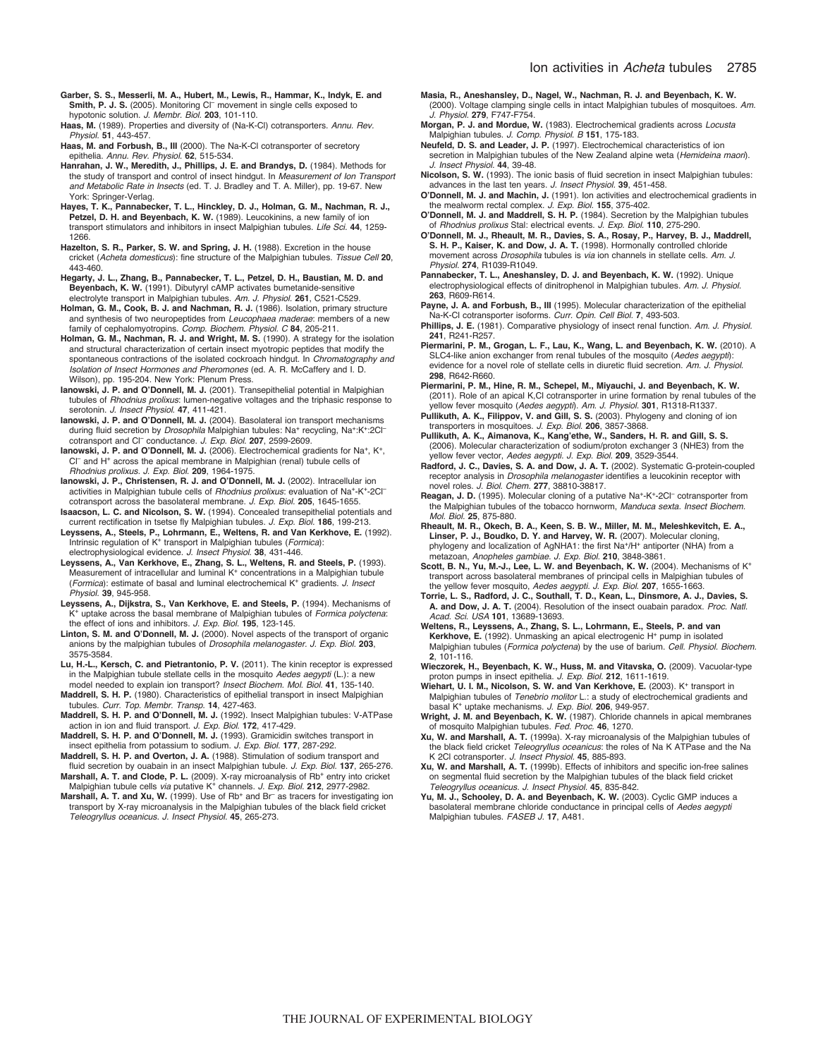**Garber, S. S., Messerli, M. A., Hubert, M., Lewis, R., Hammar, K., Indyk, E. and Smith, P. J. S.** (2005). Monitoring $Cl^-$ movement in single cells exposed to hypotonic solution. *J. Membr. Biol.* **203**, 101-110.

**Haas, M.** (1989). Properties and diversity of (Na-K-Cl) cotransporters. *Annu. Rev. Physiol.* **51**, 443-457.

**Haas, M. and Forbush, B., III** (2000). The Na-K-Cl cotransporter of secretory epithelia. *Annu. Rev. Physiol.* **62**, 515-534.

**Hanrahan, J. W., Meredith, J., Phillips, J. E. and Brandys, D.** (1984). Methods for the study of transport and control of insect hindgut. In *Measurement of Ion Transport and Metabolic Rate in Insects* (ed. T. J. Bradley and T. A. Miller), pp. 19-67. New York: Springer-Verlag.

**Hayes, T. K., Pannabecker, T. L., Hinckley, D. J., Holman, G. M., Nachman, R. J., Petzel, D. H. and Beyenbach, K. W.** (1989). Leucokinins, a new family of ion transport stimulators and inhibitors in insect Malpighian tubules. *Life Sci.* **44**, 1259-1266.

**Hazelton, S. R., Parker, S. W. and Spring, J. H.** (1988). Excretion in the house cricket (*Acheta domesticus*): fine structure of the Malpighian tubules. *Tissue Cell* **20**, 443-460.

**Hegarty, J. L., Zhang, B., Pannabecker, T. L., Petzel, D. H., Baustian, M. D. and Beyenbach, K. W.** (1991). Dibutyryl cAMP activates bumetanide-sensitive electrolyte transport in Malpighian tubules. *Am. J. Physiol.* **261**, C521-C529.

**Holman, G. M., Cook, B. J. and Nachman, R. J.** (1986). Isolation, primary structure and synthesis of two neuropeptides from *Leucophaea maderae*: members of a new family of cephalomyotropins. *Comp. Biochem. Physiol. C* **84**, 205-211.

**Holman, G. M., Nachman, R. J. and Wright, M. S.** (1990). A strategy for the isolation and structural characterization of certain insect myotropic peptides that modify the spontaneous contractions of the isolated cockroach hindgut. In *Chromatography and Isolation of Insect Hormones and Pheromones* (ed. A. R. McCaffery and I. D. Wilson), pp. 195-204. New York: Plenum Press.

**Ianowski, J. P. and O'Donnell, M. J.** (2001). Transepithelial potential in Malpighian tubules of *Rhodnius prolixus*: lumen-negative voltages and the triphasic response to serotonin. *J. Insect Physiol.* **47**, 411-421.

**Ianowski, J. P. and O'Donnell, M. J.** (2004). Basolateral ion transport mechanisms during fluid secretion by *Drosophila* Malpighian tubules: $Na^+$ recycling, $Na^+$:$K^+$:$2Cl^-$ cotransport and $Cl^-$ conductance. *J. Exp. Biol.* **207**, 2599-2609.

**Ianowski, J. P. and O'Donnell, M. J.** (2006). Electrochemical gradients for $Na^+$, $K^+$, $Cl^-$ and $H^+$ across the apical membrane in Malpighian (renal) tubule cells of *Rhodnius prolixus*. *J. Exp. Biol.* **209**, 1964-1975.

**Ianowski, J. P., Christensen, R. J. and O'Donnell, M. J.** (2002). Intracellular ion activities in Malpighian tubule cells of *Rhodnius prolixus*: evaluation of $Na^+$-$K^+$-$2Cl^-$ cotransport across the basolateral membrane. *J. Exp. Biol.* **205**, 1645-1655.

**Isaacson, L. C. and Nicolson, S. W.** (1994). Concealed transepithelial potentials and current rectification in tsetse fly Malpighian tubules. *J. Exp. Biol.* **186**, 199-213.

**Leyssens, A., Steels, P., Lohrmann, E., Weltens, R. and Van Kerkhove, E.** (1992). Intrinsic regulation of $K^+$ transport in Malpighian tubules (*Formica*): electrophysiological evidence. *J. Insect Physiol.* **38**, 431-446.

**Leyssens, A., Van Kerkhove, E., Zhang, S. L., Weltens, R. and Steels, P.** (1993). Measurement of intracellular and luminal $K^+$ concentrations in a Malpighian tubule (*Formica*): estimate of basal and luminal electrochemical $K^+$ gradients. *J. Insect Physiol.* **39**, 945-958.

**Leyssens, A., Dijkstra, S., Van Kerkhove, E. and Steels, P.** (1994). Mechanisms of $K^+$ uptake across the basal membrane of Malpighian tubules of *Formica polyctena*: the effect of ions and inhibitors. *J. Exp. Biol.* **195**, 123-145.

**Linton, S. M. and O'Donnell, M. J.** (2000). Novel aspects of the transport of organic anions by the malpighian tubules of *Drosophila melanogaster*. *J. Exp. Biol.* **203**, 3575-3584.

**Lu, H.-L., Kersch, C. and Pietrantonio, P. V.** (2011). The kinin receptor is expressed in the Malpighian tubule stellate cells in the mosquito *Aedes aegypti* (L.): a new model needed to explain ion transport? *Insect Biochem. Mol. Biol.* **41**, 135-140.

**Maddrell, S. H. P.** (1980). Characteristics of epithelial transport in insect Malpighian tubules. *Curr. Top. Membr. Transp.* **14**, 427-463.

**Maddrell, S. H. P. and O'Donnell, M. J.** (1992). Insect Malpighian tubules: V-ATPase action in ion and fluid transport. *J. Exp. Biol.* **172**, 417-429.

**Maddrell, S. H. P. and O'Donnell, M. J.** (1993). Gramicidin switches transport in insect epithelia from potassium to sodium. *J. Exp. Biol.* **177**, 287-292.

**Maddrell, S. H. P. and Overton, J. A.** (1988). Stimulation of sodium transport and fluid secretion by ouabain in an insect Malpighian tubule. *J. Exp. Biol.* **137**, 265-276.

**Marshall, A. T. and Clode, P. L.** (2009). X-ray microanalysis of $Rb^+$ entry into cricket Malpighian tubule cells *via* putative $K^+$ channels. *J. Exp. Biol.* **212**, 2977-2982.

**Marshall, A. T. and Xu, W.** (1999). Use of $Rb^+$ and $Br^-$ as tracers for investigating ion transport by X-ray microanalysis in the Malpighian tubules of the black field cricket *Teleogryllus oceanicus*. *J. Insect Physiol.* **45**, 265-273.

**Masia, R., Aneshansley, D., Nagel, W., Nachman, R. J. and Beyenbach, K. W.** (2000). Voltage clamping single cells in intact Malpighian tubules of mosquitoes. *Am. J. Physiol.* **279**, F747-F754.

**Morgan, P. J. and Mordue, W.** (1983). Electrochemical gradients across *Locusta* Malpighian tubules. *J. Comp. Physiol. B* **151**, 175-183.

**Neufeld, D. S. and Leader, J. P.** (1997). Electrochemical characteristics of ion secretion in Malpighian tubules of the New Zealand alpine weta (*Hemideina maori*). *J. Insect Physiol.* **44**, 39-48.

**Nicolson, S. W.** (1993). The ionic basis of fluid secretion in insect Malpighian tubules: advances in the last ten years. *J. Insect Physiol.* **39**, 451-458.

**O'Donnell, M. J. and Machin, J.** (1991). Ion activities and electrochemical gradients in the mealworm rectal complex. *J. Exp. Biol.* **155**, 375-402.

**O'Donnell, M. J. and Maddrell, S. H. P.** (1984). Secretion by the Malpighian tubules of *Rhodnius prolixus* Stal: electrical events. *J. Exp. Biol.* **110**, 275-290.

**O'Donnell, M. J., Rheault, M. R., Davies, S. A., Rosay, P., Harvey, B. J., Maddrell, S. H. P., Kaiser, K. and Dow, J. A. T.** (1998). Hormonally controlled chloride movement across *Drosophila* tubules is *via* ion channels in stellate cells. *Am. J. Physiol.* **274**, R1039-R1049.

**Pannabecker, T. L., Aneshansley, D. J. and Beyenbach, K. W.** (1992). Unique electrophysiological effects of dinitrophenol in Malpighian tubules. *Am. J. Physiol.* **263**, R609-R614.

**Payne, J. A. and Forbush, B., III** (1995). Molecular characterization of the epithelial Na-K-Cl cotransporter isoforms. *Curr. Opin. Cell Biol.* **7**, 493-503.

**Phillips, J. E.** (1981). Comparative physiology of insect renal function. *Am. J. Physiol.* **241**, R241-R257.

**Piermarini, P. M., Grogan, L. F., Lau, K., Wang, L. and Beyenbach, K. W.** (2010). A SLC4-like anion exchanger from renal tubules of the mosquito (*Aedes aegypti*): evidence for a novel role of stellate cells in diuretic fluid secretion. *Am. J. Physiol.* **298**, R642-R660.

**Piermarini, P. M., Hine, R. M., Schepel, M., Miyauchi, J. and Beyenbach, K. W.** (2011). Role of an apical K,Cl cotransporter in urine formation by renal tubules of the yellow fever mosquito (*Aedes aegypti*). *Am. J. Physiol.* **301**, R1318-R1337.

**Pullikuth, A. K., Filippov, V. and Gill, S. S.** (2003). Phylogeny and cloning of ion transporters in mosquitoes. *J. Exp. Biol.* **206**, 3857-3868.

**Pullikuth, A. K., Aimanova, K., Kang'ethe, W., Sanders, H. R. and Gill, S. S.** (2006). Molecular characterization of sodium/proton exchanger 3 (NHE3) from the yellow fever vector, *Aedes aegypti*. *J. Exp. Biol.* **209**, 3529-3544.

**Radford, J. C., Davies, S. A. and Dow, J. A. T.** (2002). Systematic G-protein-coupled receptor analysis in *Drosophila melanogaster* identifies a leucokinin receptor with novel roles. *J. Biol. Chem.* **277**, 38810-38817.

**Reagan, J. D.** (1995). Molecular cloning of a putative $Na^+$-$K^+$-$2Cl^-$ cotransporter from the Malpighian tubules of the tobacco hornworm, *Manduca sexta*. *Insect Biochem. Mol. Biol.* **25**, 875-880.

**Rheault, M. R., Okech, B. A., Keen, S. B. W., Miller, M. M., Meleshkevitch, E. A., Linser, P. J., Boudko, D. Y. and Harvey, W. R.** (2007). Molecular cloning, phylogeny and localization of AgNHA1: the first $Na^+$/$H^+$ antiporter (NHA) from a metazoan, *Anopheles gambiae*. *J. Exp. Biol.* **210**, 3848-3861.

**Scott, B. N., Yu, M.-J., Lee, L. W. and Beyenbach, K. W.** (2004). Mechanisms of $K^+$ transport across basolateral membranes of principal cells in Malpighian tubules of the yellow fever mosquito, *Aedes aegypti*. *J. Exp. Biol.* **207**, 1655-1663.

**Torrie, L. S., Radford, J. C., Southall, T. D., Kean, L., Dinsmore, A. J., Davies, S. A. and Dow, J. A. T.** (2004). Resolution of the insect ouabain paradox. *Proc. Natl. Acad. Sci. USA* **101**, 13689-13693.

**Weltens, R., Leyssens, A., Zhang, S. L., Lohrmann, E., Steels, P. and van Kerkhove, E.** (1992). Unmasking an apical electrogenic $H^+$ pump in isolated Malpighian tubules (*Formica polyctena*) by the use of barium. *Cell. Physiol. Biochem.* **2**, 101-116.

**Wieczorek, H., Beyenbach, K. W., Huss, M. and Vitavska, O.** (2009). Vacuolar-type proton pumps in insect epithelia. *J. Exp. Biol.* **212**, 1611-1619.

**Wiehart, U. I. M., Nicolson, S. W. and Van Kerkhove, E.** (2003). $K^+$ transport in Malpighian tubules of *Tenebrio molitor* L.: a study of electrochemical gradients and basal $K^+$ uptake mechanisms. *J. Exp. Biol.* **206**, 949-957.

**Wright, J. M. and Beyenbach, K. W.** (1987). Chloride channels in apical membranes of mosquito Malpighian tubules. *Fed. Proc.* **46**, 1270.

**Xu, W. and Marshall, A. T.** (1999a). X-ray microanalysis of the Malpighian tubules of the black field cricket *Teleogryllus oceanicus*: the roles of Na K ATPase and the Na K 2Cl cotransporter. *J. Insect Physiol.* **45**, 885-893.

**Xu, W. and Marshall, A. T.** (1999b). Effects of inhibitors and specific ion-free salines on segmental fluid secretion by the Malpighian tubules of the black field cricket *Teleogryllus oceanicus*. *J. Insect Physiol.* **45**, 835-842.

**Yu, M. J., Schooley, D. A. and Beyenbach, K. W.** (2003). Cyclic GMP induces a basolateral membrane chloride conductance in principal cells of *Aedes aegypti* Malpighian tubules. *FASEB J.* **17**, A481.